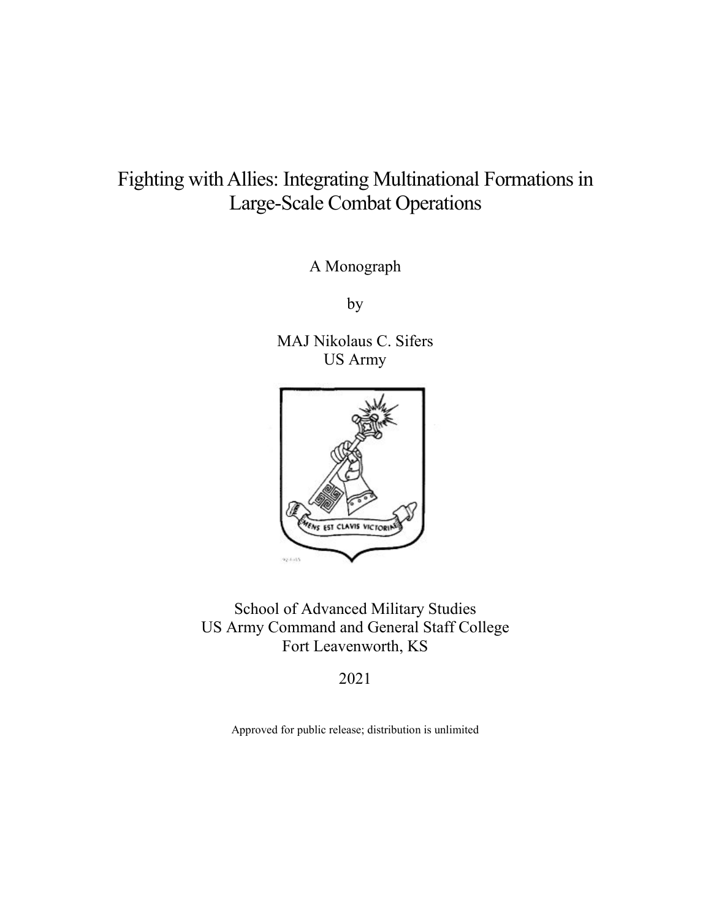# Fighting with Allies: Integrating Multinational Formations in Large-Scale Combat Operations

A Monograph

by

MAJ Nikolaus C. Sifers
US Army

School of Advanced Military Studies
US Army Command and General Staff College
Fort Leavenworth, KS

2021

Approved for public release; distribution is unlimited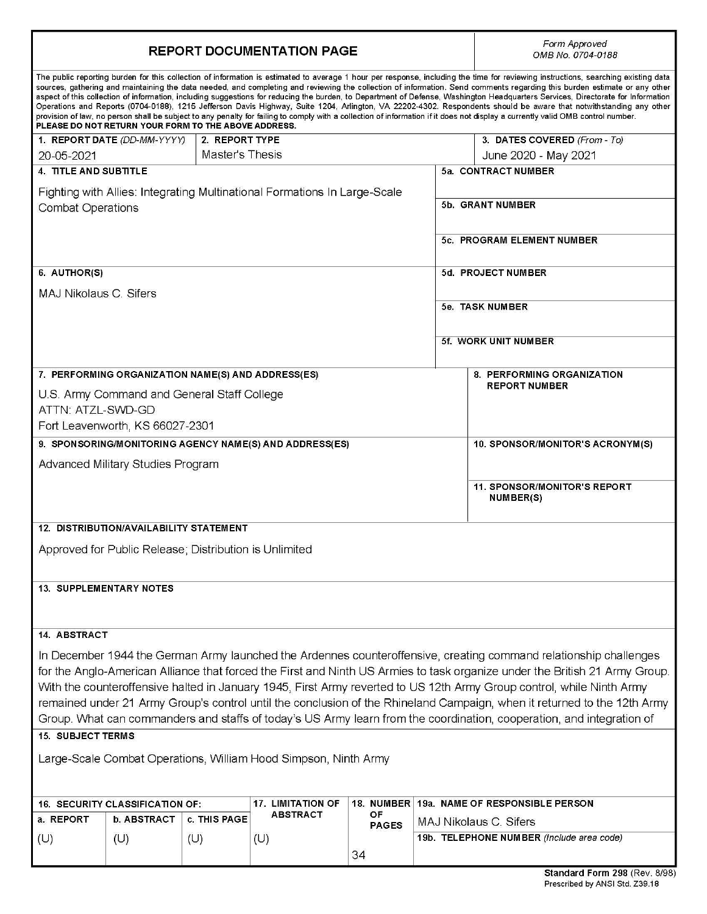# REPORT DOCUMENTATION PAGE

*Form Approved*
*OMB No. 0704-0188*

The public reporting burden for this collection of information is estimated to average 1 hour per response, including the time for reviewing instructions, searching existing data sources, gathering and maintaining the data needed, and completing and reviewing the collection of information. Send comments regarding this burden estimate or any other aspect of this collection of information, including suggestions for reducing the burden, to Department of Defense, Washington Headquarters Services, Directorate for Information Operations and Reports (0704-0188), 1215 Jefferson Davis Highway, Suite 1204, Arlington, VA 22202-4302. Respondents should be aware that notwithstanding any other provision of law, no person shall be subject to any penalty for failing to comply with a collection of information if it does not display a currently valid OMB control number.
**PLEASE DO NOT RETURN YOUR FORM TO THE ABOVE ADDRESS.**

| 1. REPORT DATE *(DD-MM-YYYY)* | 2. REPORT TYPE | 3. DATES COVERED *(From - To)* |
|---|---|---|
| 20-05-2021 | Master's Thesis | June 2020 - May 2021 |

**4. TITLE AND SUBTITLE**

Fighting with Allies: Integrating Multinational Formations In Large-Scale Combat Operations

**5a. CONTRACT NUMBER**

**5b. GRANT NUMBER**

**5c. PROGRAM ELEMENT NUMBER**

**6. AUTHOR(S)**

MAJ Nikolaus C. Sifers

**5d. PROJECT NUMBER**

**5e. TASK NUMBER**

**5f. WORK UNIT NUMBER**

**7. PERFORMING ORGANIZATION NAME(S) AND ADDRESS(ES)**

U.S. Army Command and General Staff College
ATTN: ATZL-SWD-GD
Fort Leavenworth, KS 66027-2301

**8. PERFORMING ORGANIZATION REPORT NUMBER**

**9. SPONSORING/MONITORING AGENCY NAME(S) AND ADDRESS(ES)**

Advanced Military Studies Program

**10. SPONSOR/MONITOR'S ACRONYM(S)**

**11. SPONSOR/MONITOR'S REPORT NUMBER(S)**

**12. DISTRIBUTION/AVAILABILITY STATEMENT**

Approved for Public Release; Distribution is Unlimited

**13. SUPPLEMENTARY NOTES**

**14. ABSTRACT**

In December 1944 the German Army launched the Ardennes counteroffensive, creating command relationship challenges for the Anglo-American Alliance that forced the First and Ninth US Armies to task organize under the British 21 Army Group. With the counteroffensive halted in January 1945, First Army reverted to US 12th Army Group control, while Ninth Army remained under 21 Army Group's control until the conclusion of the Rhineland Campaign, when it returned to the 12th Army Group. What can commanders and staffs of today's US Army learn from the coordination, cooperation, and integration of

**15. SUBJECT TERMS**

Large-Scale Combat Operations, William Hood Simpson, Ninth Army

| 16. SECURITY CLASSIFICATION OF: | | | 17. LIMITATION OF ABSTRACT | 18. NUMBER OF PAGES | 19a. NAME OF RESPONSIBLE PERSON |
|---|---|---|---|---|---|
| a. REPORT | b. ABSTRACT | c. THIS PAGE | | | MAJ Nikolaus C. Sifers |
| (U) | (U) | (U) | (U) | 34 | 19b. TELEPHONE NUMBER *(Include area code)* |

**Standard Form 298** (Rev. 8/98)
Prescribed by ANSI Std. Z39.18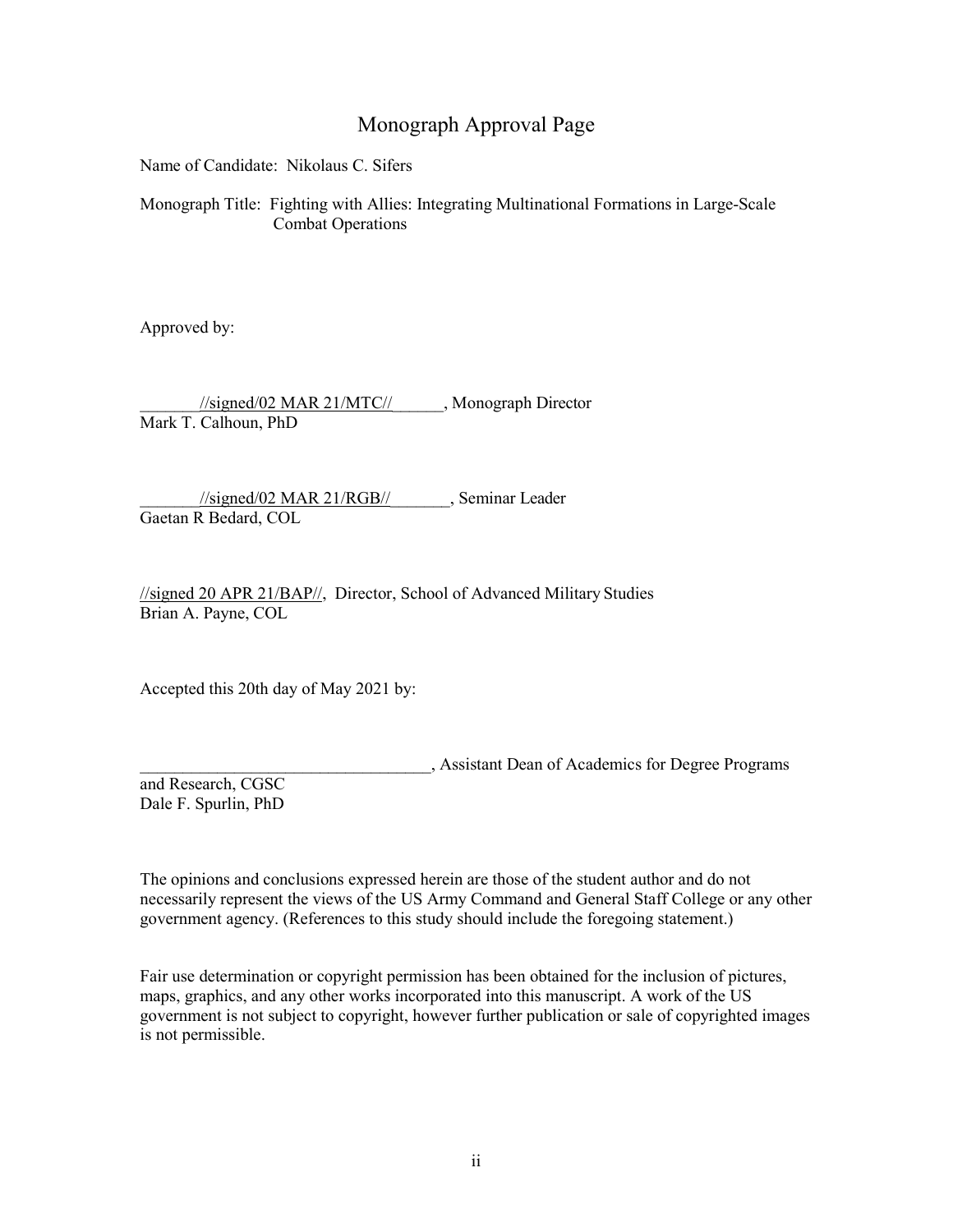# Monograph Approval Page

Name of Candidate: Nikolaus C. Sifers

Monograph Title: Fighting with Allies: Integrating Multinational Formations in Large-Scale Combat Operations

Approved by:

_______//signed/02 MAR 21/MTC//______, Monograph Director
Mark T. Calhoun, PhD

_______//signed/02 MAR 21/RGB//_______, Seminar Leader
Gaetan R Bedard, COL

//signed 20 APR 21/BAP//, Director, School of Advanced Military Studies
Brian A. Payne, COL

Accepted this 20th day of May 2021 by:

__________________________________, Assistant Dean of Academics for Degree Programs and Research, CGSC
Dale F. Spurlin, PhD

The opinions and conclusions expressed herein are those of the student author and do not necessarily represent the views of the US Army Command and General Staff College or any other government agency. (References to this study should include the foregoing statement.)

Fair use determination or copyright permission has been obtained for the inclusion of pictures, maps, graphics, and any other works incorporated into this manuscript. A work of the US government is not subject to copyright, however further publication or sale of copyrighted images is not permissible.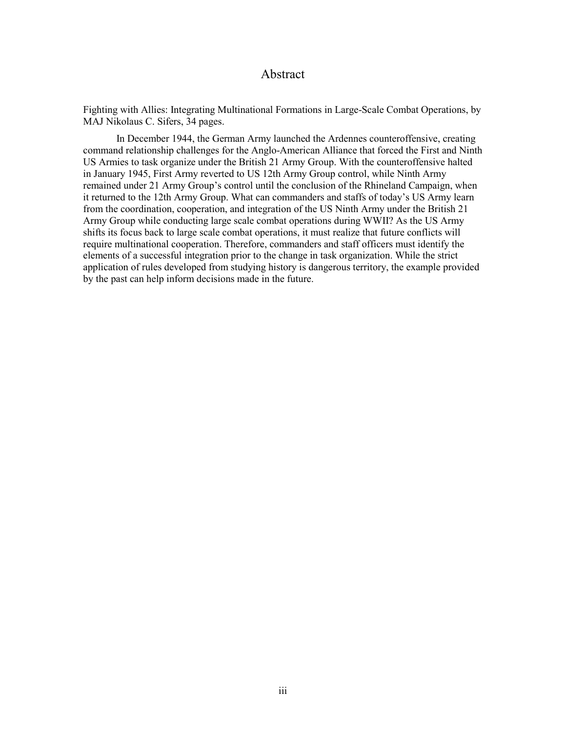# Abstract

Fighting with Allies: Integrating Multinational Formations in Large-Scale Combat Operations, by MAJ Nikolaus C. Sifers, 34 pages.

In December 1944, the German Army launched the Ardennes counteroffensive, creating command relationship challenges for the Anglo-American Alliance that forced the First and Ninth US Armies to task organize under the British 21 Army Group. With the counteroffensive halted in January 1945, First Army reverted to US 12th Army Group control, while Ninth Army remained under 21 Army Group's control until the conclusion of the Rhineland Campaign, when it returned to the 12th Army Group. What can commanders and staffs of today's US Army learn from the coordination, cooperation, and integration of the US Ninth Army under the British 21 Army Group while conducting large scale combat operations during WWII? As the US Army shifts its focus back to large scale combat operations, it must realize that future conflicts will require multinational cooperation. Therefore, commanders and staff officers must identify the elements of a successful integration prior to the change in task organization. While the strict application of rules developed from studying history is dangerous territory, the example provided by the past can help inform decisions made in the future.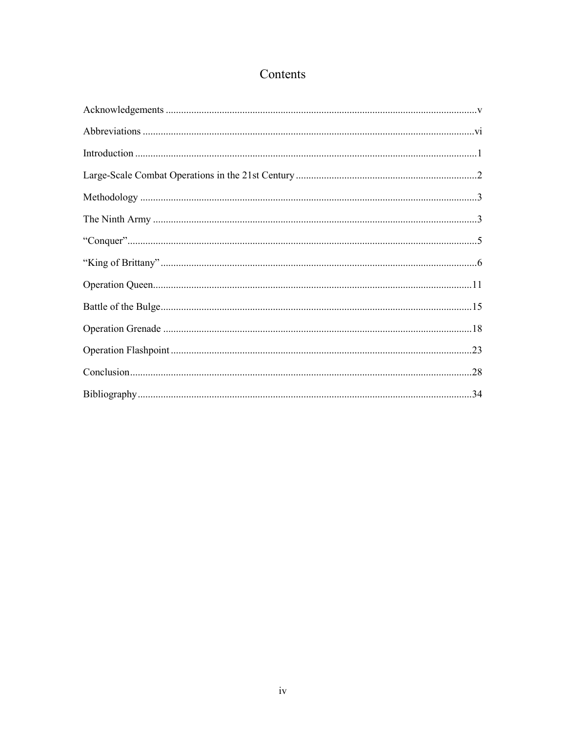# Contents

Acknowledgements .......... v

Abbreviations .......... vi

Introduction .......... 1

Large-Scale Combat Operations in the 21st Century .......... 2

Methodology .......... 3

The Ninth Army .......... 3

"Conquer" .......... 5

"King of Brittany" .......... 6

Operation Queen .......... 11

Battle of the Bulge .......... 15

Operation Grenade .......... 18

Operation Flashpoint .......... 23

Conclusion .......... 28

Bibliography .......... 34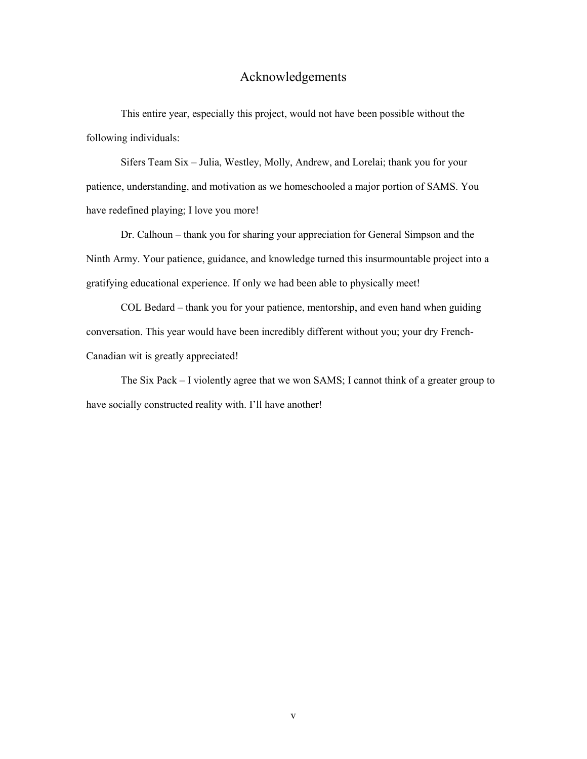# Acknowledgements

This entire year, especially this project, would not have been possible without the following individuals:

Sifers Team Six – Julia, Westley, Molly, Andrew, and Lorelai; thank you for your patience, understanding, and motivation as we homeschooled a major portion of SAMS. You have redefined playing; I love you more!

Dr. Calhoun – thank you for sharing your appreciation for General Simpson and the Ninth Army. Your patience, guidance, and knowledge turned this insurmountable project into a gratifying educational experience. If only we had been able to physically meet!

COL Bedard – thank you for your patience, mentorship, and even hand when guiding conversation. This year would have been incredibly different without you; your dry French-Canadian wit is greatly appreciated!

The Six Pack – I violently agree that we won SAMS; I cannot think of a greater group to have socially constructed reality with. I'll have another!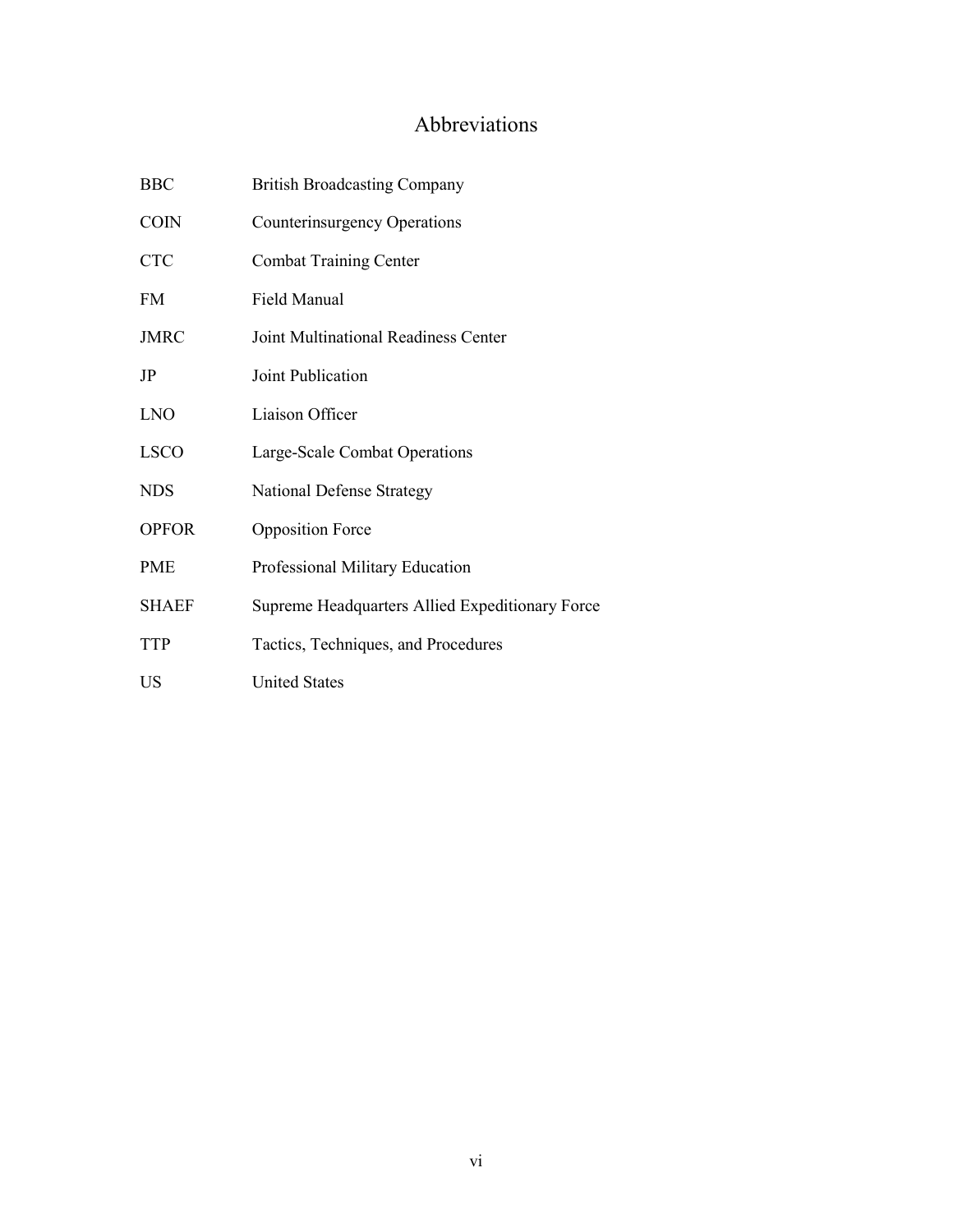# Abbreviations

| | |
|---|---|
| BBC | British Broadcasting Company |
| COIN | Counterinsurgency Operations |
| CTC | Combat Training Center |
| FM | Field Manual |
| JMRC | Joint Multinational Readiness Center |
| JP | Joint Publication |
| LNO | Liaison Officer |
| LSCO | Large-Scale Combat Operations |
| NDS | National Defense Strategy |
| OPFOR | Opposition Force |
| PME | Professional Military Education |
| SHAEF | Supreme Headquarters Allied Expeditionary Force |
| TTP | Tactics, Techniques, and Procedures |
| US | United States |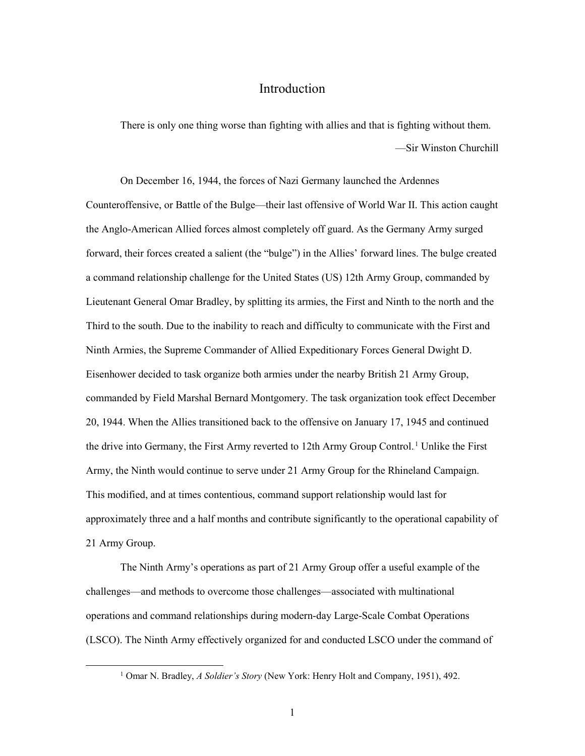# Introduction

There is only one thing worse than fighting with allies and that is fighting without them.

—Sir Winston Churchill

On December 16, 1944, the forces of Nazi Germany launched the Ardennes Counteroffensive, or Battle of the Bulge—their last offensive of World War II. This action caught the Anglo-American Allied forces almost completely off guard. As the Germany Army surged forward, their forces created a salient (the "bulge") in the Allies' forward lines. The bulge created a command relationship challenge for the United States (US) 12th Army Group, commanded by Lieutenant General Omar Bradley, by splitting its armies, the First and Ninth to the north and the Third to the south. Due to the inability to reach and difficulty to communicate with the First and Ninth Armies, the Supreme Commander of Allied Expeditionary Forces General Dwight D. Eisenhower decided to task organize both armies under the nearby British 21 Army Group, commanded by Field Marshal Bernard Montgomery. The task organization took effect December 20, 1944. When the Allies transitioned back to the offensive on January 17, 1945 and continued the drive into Germany, the First Army reverted to 12th Army Group Control.[1] Unlike the First Army, the Ninth would continue to serve under 21 Army Group for the Rhineland Campaign. This modified, and at times contentious, command support relationship would last for approximately three and a half months and contribute significantly to the operational capability of 21 Army Group.

The Ninth Army's operations as part of 21 Army Group offer a useful example of the challenges—and methods to overcome those challenges—associated with multinational operations and command relationships during modern-day Large-Scale Combat Operations (LSCO). The Ninth Army effectively organized for and conducted LSCO under the command of

[1] Omar N. Bradley, *A Soldier's Story* (New York: Henry Holt and Company, 1951), 492.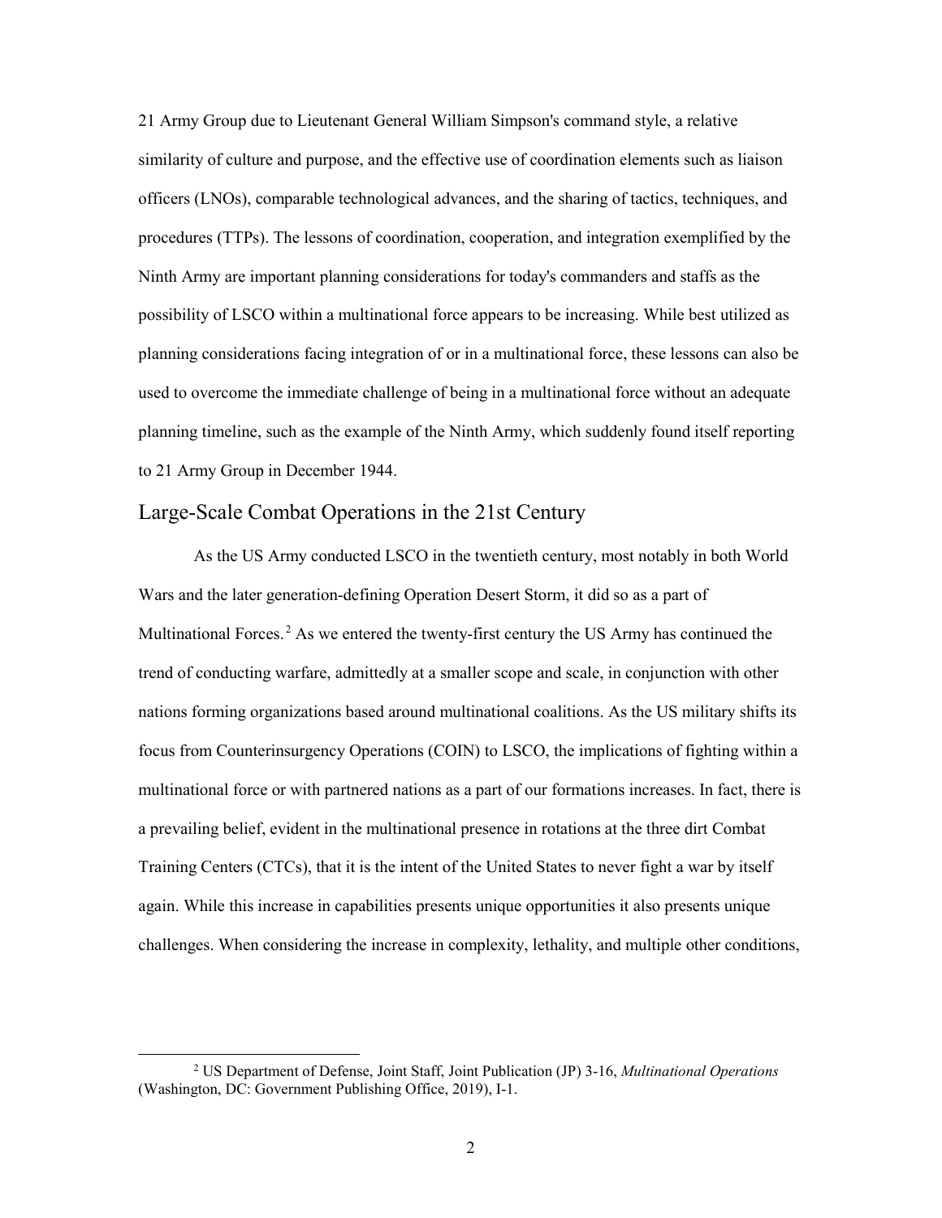21 Army Group due to Lieutenant General William Simpson's command style, a relative similarity of culture and purpose, and the effective use of coordination elements such as liaison officers (LNOs), comparable technological advances, and the sharing of tactics, techniques, and procedures (TTPs). The lessons of coordination, cooperation, and integration exemplified by the Ninth Army are important planning considerations for today's commanders and staffs as the possibility of LSCO within a multinational force appears to be increasing. While best utilized as planning considerations facing integration of or in a multinational force, these lessons can also be used to overcome the immediate challenge of being in a multinational force without an adequate planning timeline, such as the example of the Ninth Army, which suddenly found itself reporting to 21 Army Group in December 1944.

## Large-Scale Combat Operations in the 21st Century

As the US Army conducted LSCO in the twentieth century, most notably in both World Wars and the later generation-defining Operation Desert Storm, it did so as a part of Multinational Forces.[2] As we entered the twenty-first century the US Army has continued the trend of conducting warfare, admittedly at a smaller scope and scale, in conjunction with other nations forming organizations based around multinational coalitions. As the US military shifts its focus from Counterinsurgency Operations (COIN) to LSCO, the implications of fighting within a multinational force or with partnered nations as a part of our formations increases. In fact, there is a prevailing belief, evident in the multinational presence in rotations at the three dirt Combat Training Centers (CTCs), that it is the intent of the United States to never fight a war by itself again. While this increase in capabilities presents unique opportunities it also presents unique challenges. When considering the increase in complexity, lethality, and multiple other conditions,

[2] US Department of Defense, Joint Staff, Joint Publication (JP) 3-16, *Multinational Operations* (Washington, DC: Government Publishing Office, 2019), I-1.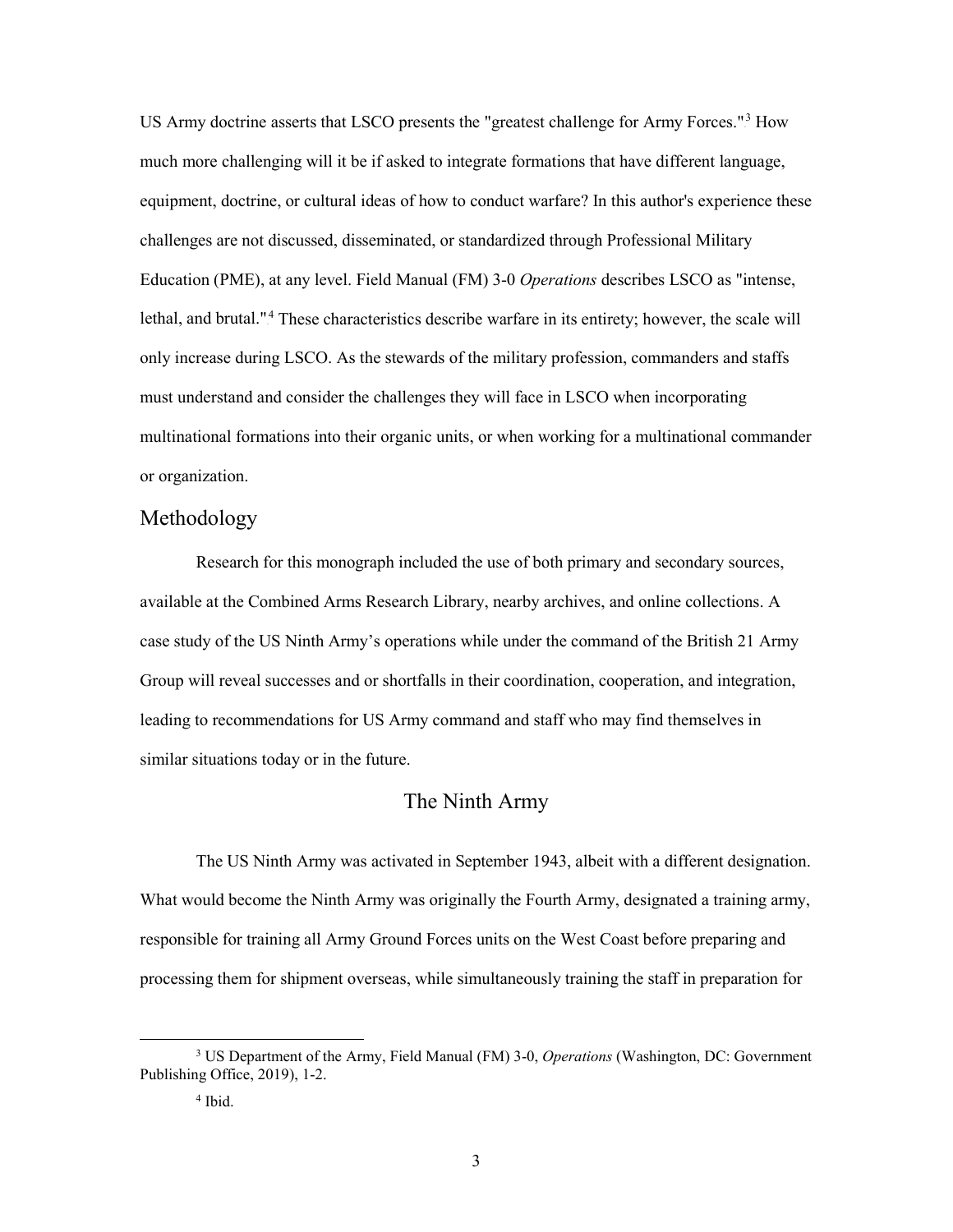US Army doctrine asserts that LSCO presents the "greatest challenge for Army Forces."[3] How much more challenging will it be if asked to integrate formations that have different language, equipment, doctrine, or cultural ideas of how to conduct warfare? In this author's experience these challenges are not discussed, disseminated, or standardized through Professional Military Education (PME), at any level. Field Manual (FM) 3-0 *Operations* describes LSCO as "intense, lethal, and brutal."[4] These characteristics describe warfare in its entirety; however, the scale will only increase during LSCO. As the stewards of the military profession, commanders and staffs must understand and consider the challenges they will face in LSCO when incorporating multinational formations into their organic units, or when working for a multinational commander or organization.

## Methodology

Research for this monograph included the use of both primary and secondary sources, available at the Combined Arms Research Library, nearby archives, and online collections. A case study of the US Ninth Army's operations while under the command of the British 21 Army Group will reveal successes and or shortfalls in their coordination, cooperation, and integration, leading to recommendations for US Army command and staff who may find themselves in similar situations today or in the future.

## The Ninth Army

The US Ninth Army was activated in September 1943, albeit with a different designation. What would become the Ninth Army was originally the Fourth Army, designated a training army, responsible for training all Army Ground Forces units on the West Coast before preparing and processing them for shipment overseas, while simultaneously training the staff in preparation for

---

[3] US Department of the Army, Field Manual (FM) 3-0, *Operations* (Washington, DC: Government Publishing Office, 2019), 1-2.

[4] Ibid.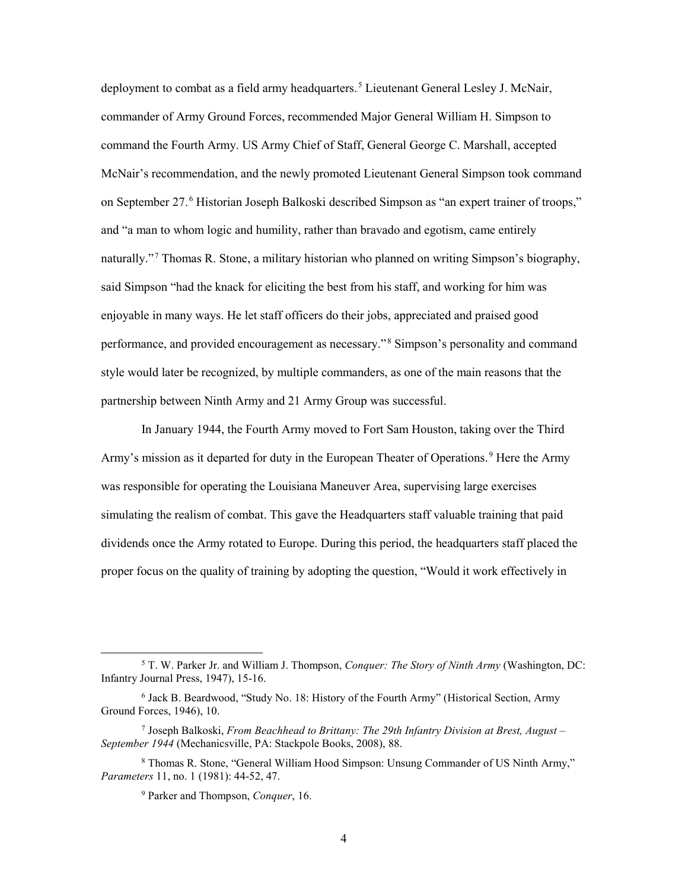deployment to combat as a field army headquarters.[5] Lieutenant General Lesley J. McNair, commander of Army Ground Forces, recommended Major General William H. Simpson to command the Fourth Army. US Army Chief of Staff, General George C. Marshall, accepted McNair's recommendation, and the newly promoted Lieutenant General Simpson took command on September 27.[6] Historian Joseph Balkoski described Simpson as "an expert trainer of troops," and "a man to whom logic and humility, rather than bravado and egotism, came entirely naturally."[7] Thomas R. Stone, a military historian who planned on writing Simpson's biography, said Simpson "had the knack for eliciting the best from his staff, and working for him was enjoyable in many ways. He let staff officers do their jobs, appreciated and praised good performance, and provided encouragement as necessary."[8] Simpson's personality and command style would later be recognized, by multiple commanders, as one of the main reasons that the partnership between Ninth Army and 21 Army Group was successful.

In January 1944, the Fourth Army moved to Fort Sam Houston, taking over the Third Army's mission as it departed for duty in the European Theater of Operations.[9] Here the Army was responsible for operating the Louisiana Maneuver Area, supervising large exercises simulating the realism of combat. This gave the Headquarters staff valuable training that paid dividends once the Army rotated to Europe. During this period, the headquarters staff placed the proper focus on the quality of training by adopting the question, "Would it work effectively in

---

[5] T. W. Parker Jr. and William J. Thompson, *Conquer: The Story of Ninth Army* (Washington, DC: Infantry Journal Press, 1947), 15-16.

[6] Jack B. Beardwood, "Study No. 18: History of the Fourth Army" (Historical Section, Army Ground Forces, 1946), 10.

[7] Joseph Balkoski, *From Beachhead to Brittany: The 29th Infantry Division at Brest, August – September 1944* (Mechanicsville, PA: Stackpole Books, 2008), 88.

[8] Thomas R. Stone, "General William Hood Simpson: Unsung Commander of US Ninth Army," *Parameters* 11, no. 1 (1981): 44-52, 47.

[9] Parker and Thompson, *Conquer*, 16.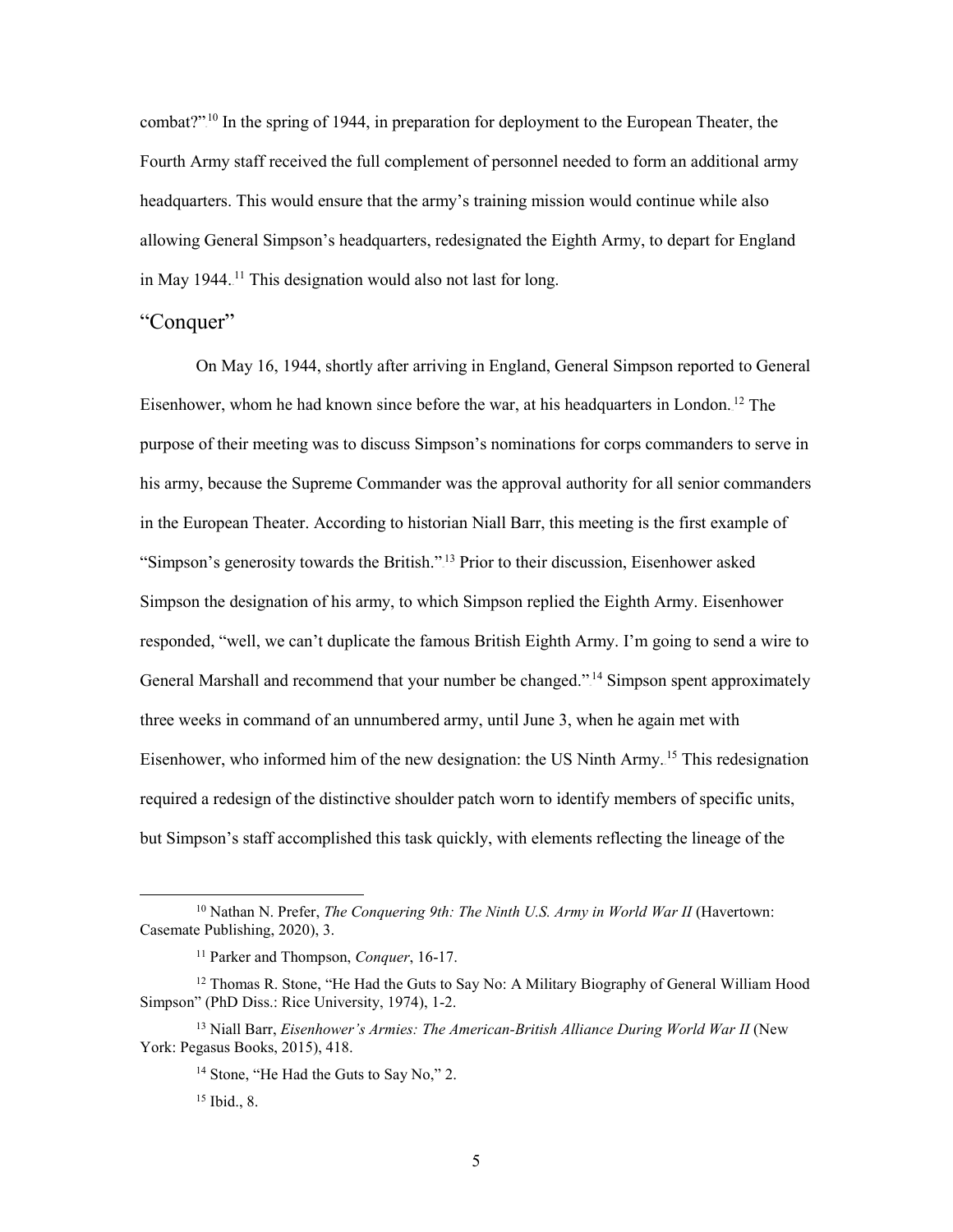combat?"[10] In the spring of 1944, in preparation for deployment to the European Theater, the Fourth Army staff received the full complement of personnel needed to form an additional army headquarters. This would ensure that the army's training mission would continue while also allowing General Simpson's headquarters, redesignated the Eighth Army, to depart for England in May 1944.[11] This designation would also not last for long.

## "Conquer"

On May 16, 1944, shortly after arriving in England, General Simpson reported to General Eisenhower, whom he had known since before the war, at his headquarters in London.[12] The purpose of their meeting was to discuss Simpson's nominations for corps commanders to serve in his army, because the Supreme Commander was the approval authority for all senior commanders in the European Theater. According to historian Niall Barr, this meeting is the first example of "Simpson's generosity towards the British."[13] Prior to their discussion, Eisenhower asked Simpson the designation of his army, to which Simpson replied the Eighth Army. Eisenhower responded, "well, we can't duplicate the famous British Eighth Army. I'm going to send a wire to General Marshall and recommend that your number be changed."[14] Simpson spent approximately three weeks in command of an unnumbered army, until June 3, when he again met with Eisenhower, who informed him of the new designation: the US Ninth Army.[15] This redesignation required a redesign of the distinctive shoulder patch worn to identify members of specific units, but Simpson's staff accomplished this task quickly, with elements reflecting the lineage of the

---

[10] Nathan N. Prefer, *The Conquering 9th: The Ninth U.S. Army in World War II* (Havertown: Casemate Publishing, 2020), 3.

[11] Parker and Thompson, *Conquer*, 16-17.

[12] Thomas R. Stone, "He Had the Guts to Say No: A Military Biography of General William Hood Simpson" (PhD Diss.: Rice University, 1974), 1-2.

[13] Niall Barr, *Eisenhower's Armies: The American-British Alliance During World War II* (New York: Pegasus Books, 2015), 418.

[14] Stone, "He Had the Guts to Say No," 2.

[15] Ibid., 8.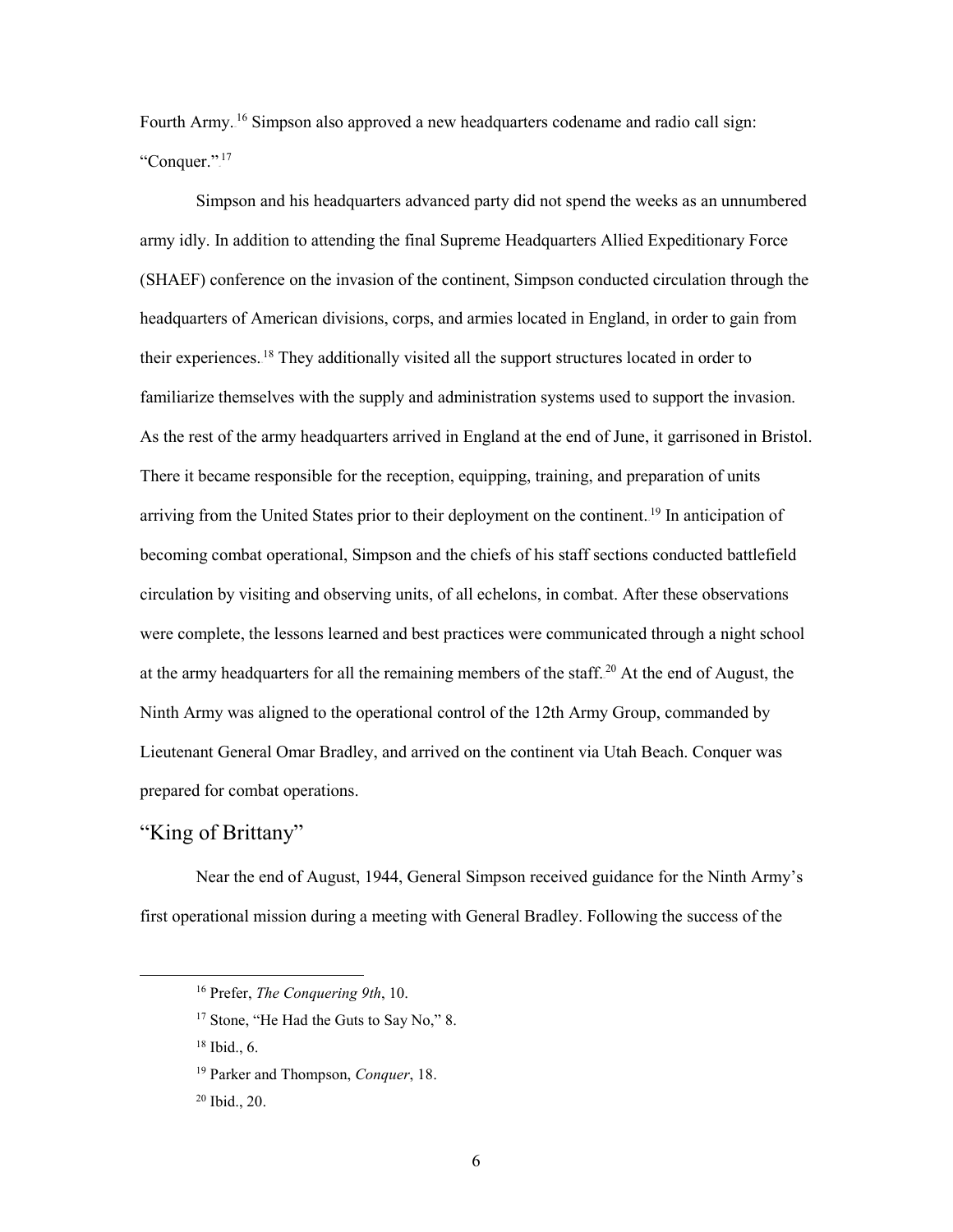Fourth Army.[16] Simpson also approved a new headquarters codename and radio call sign: "Conquer."[17]

Simpson and his headquarters advanced party did not spend the weeks as an unnumbered army idly. In addition to attending the final Supreme Headquarters Allied Expeditionary Force (SHAEF) conference on the invasion of the continent, Simpson conducted circulation through the headquarters of American divisions, corps, and armies located in England, in order to gain from their experiences.[18] They additionally visited all the support structures located in order to familiarize themselves with the supply and administration systems used to support the invasion. As the rest of the army headquarters arrived in England at the end of June, it garrisoned in Bristol. There it became responsible for the reception, equipping, training, and preparation of units arriving from the United States prior to their deployment on the continent.[19] In anticipation of becoming combat operational, Simpson and the chiefs of his staff sections conducted battlefield circulation by visiting and observing units, of all echelons, in combat. After these observations were complete, the lessons learned and best practices were communicated through a night school at the army headquarters for all the remaining members of the staff.[20] At the end of August, the Ninth Army was aligned to the operational control of the 12th Army Group, commanded by Lieutenant General Omar Bradley, and arrived on the continent via Utah Beach. Conquer was prepared for combat operations.

## "King of Brittany"

Near the end of August, 1944, General Simpson received guidance for the Ninth Army's first operational mission during a meeting with General Bradley. Following the success of the

---

[16] Prefer, *The Conquering 9th*, 10.

[17] Stone, "He Had the Guts to Say No," 8.

[18] Ibid., 6.

[19] Parker and Thompson, *Conquer*, 18.

[20] Ibid., 20.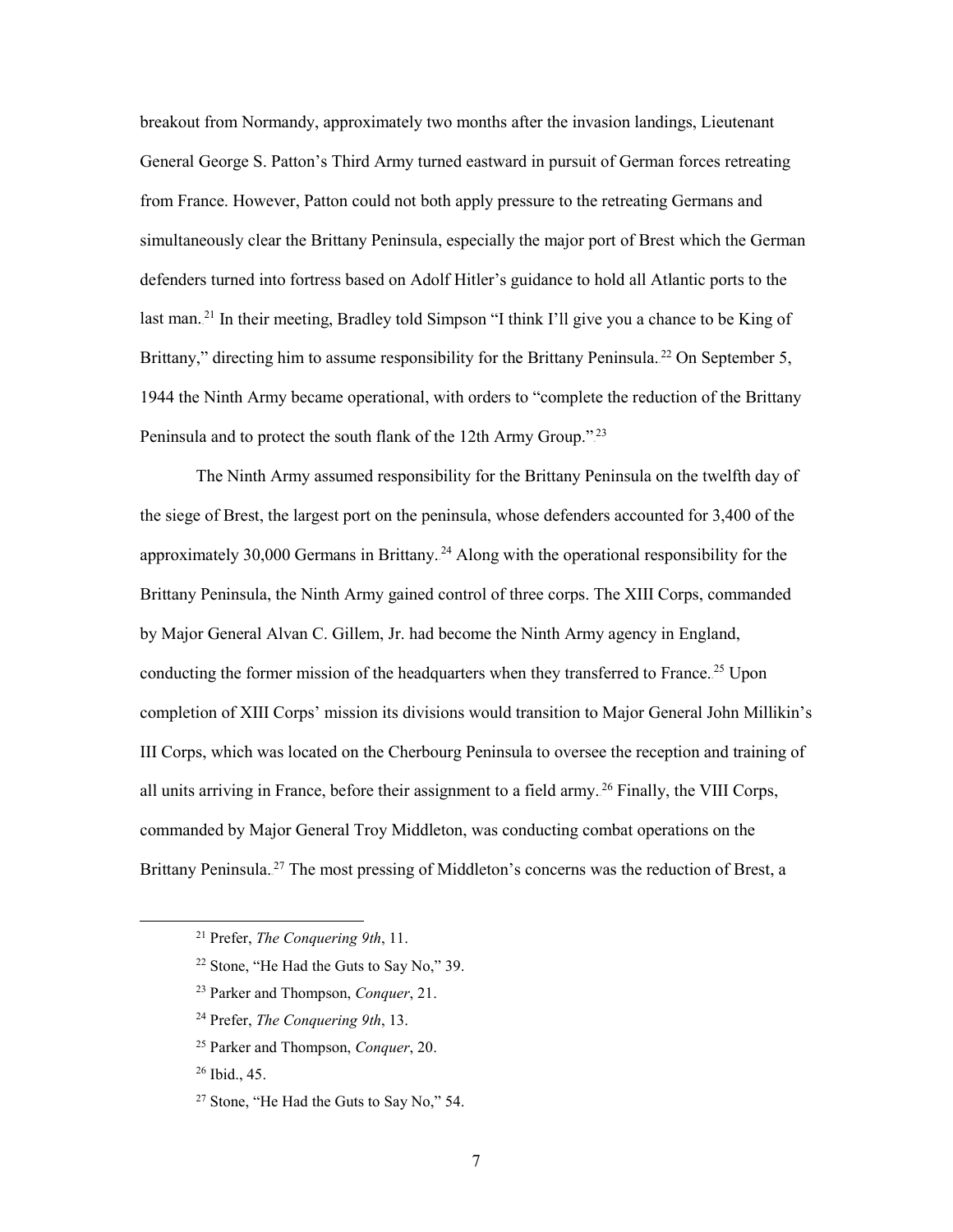breakout from Normandy, approximately two months after the invasion landings, Lieutenant General George S. Patton's Third Army turned eastward in pursuit of German forces retreating from France. However, Patton could not both apply pressure to the retreating Germans and simultaneously clear the Brittany Peninsula, especially the major port of Brest which the German defenders turned into fortress based on Adolf Hitler's guidance to hold all Atlantic ports to the last man.[21] In their meeting, Bradley told Simpson "I think I'll give you a chance to be King of Brittany," directing him to assume responsibility for the Brittany Peninsula.[22] On September 5, 1944 the Ninth Army became operational, with orders to "complete the reduction of the Brittany Peninsula and to protect the south flank of the 12th Army Group."[23]

The Ninth Army assumed responsibility for the Brittany Peninsula on the twelfth day of the siege of Brest, the largest port on the peninsula, whose defenders accounted for 3,400 of the approximately 30,000 Germans in Brittany.[24] Along with the operational responsibility for the Brittany Peninsula, the Ninth Army gained control of three corps. The XIII Corps, commanded by Major General Alvan C. Gillem, Jr. had become the Ninth Army agency in England, conducting the former mission of the headquarters when they transferred to France.[25] Upon completion of XIII Corps' mission its divisions would transition to Major General John Millikin's III Corps, which was located on the Cherbourg Peninsula to oversee the reception and training of all units arriving in France, before their assignment to a field army.[26] Finally, the VIII Corps, commanded by Major General Troy Middleton, was conducting combat operations on the Brittany Peninsula.[27] The most pressing of Middleton's concerns was the reduction of Brest, a

---

[21] Prefer, *The Conquering 9th*, 11.

[22] Stone, "He Had the Guts to Say No," 39.

[23] Parker and Thompson, *Conquer*, 21.

[24] Prefer, *The Conquering 9th*, 13.

[25] Parker and Thompson, *Conquer*, 20.

[26] Ibid., 45.

[27] Stone, "He Had the Guts to Say No," 54.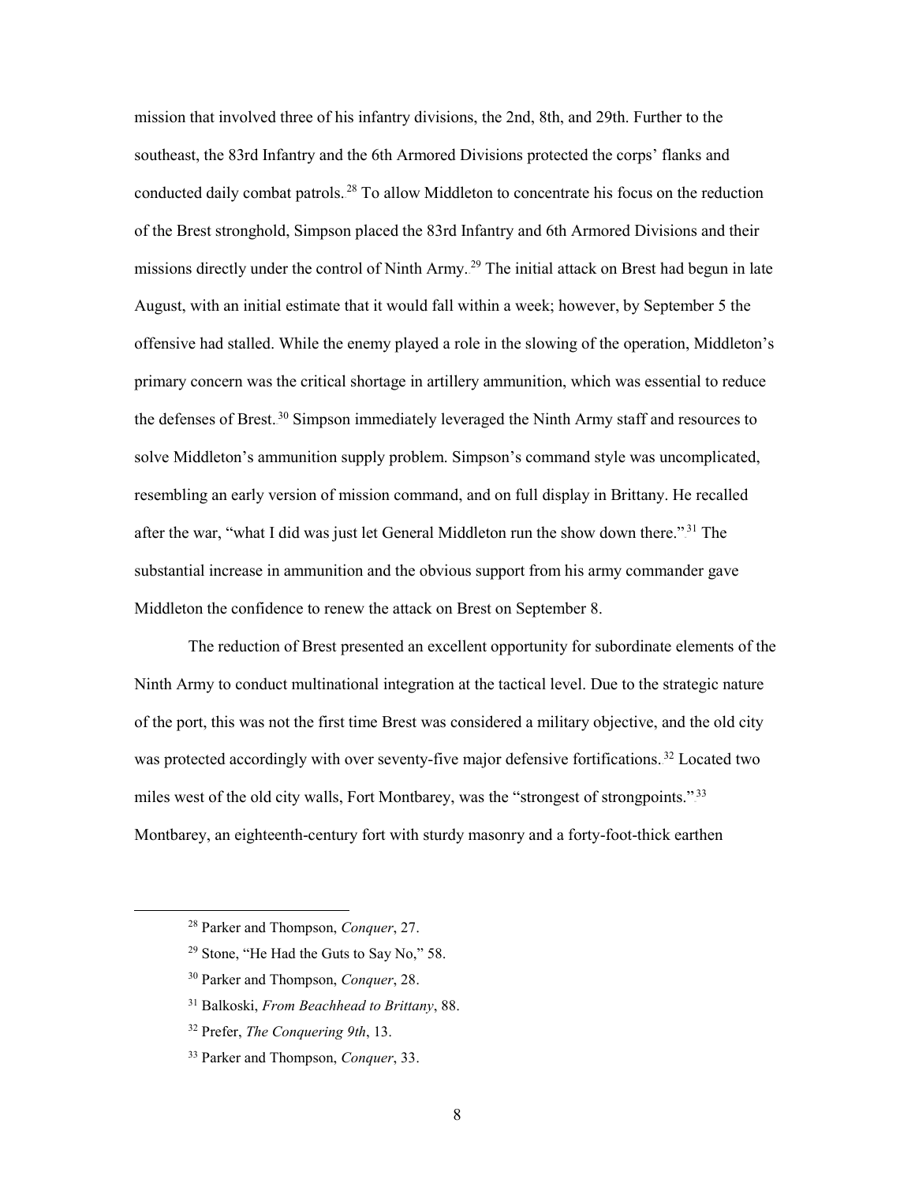mission that involved three of his infantry divisions, the 2nd, 8th, and 29th. Further to the southeast, the 83rd Infantry and the 6th Armored Divisions protected the corps' flanks and conducted daily combat patrols.[28] To allow Middleton to concentrate his focus on the reduction of the Brest stronghold, Simpson placed the 83rd Infantry and 6th Armored Divisions and their missions directly under the control of Ninth Army.[29] The initial attack on Brest had begun in late August, with an initial estimate that it would fall within a week; however, by September 5 the offensive had stalled. While the enemy played a role in the slowing of the operation, Middleton's primary concern was the critical shortage in artillery ammunition, which was essential to reduce the defenses of Brest.[30] Simpson immediately leveraged the Ninth Army staff and resources to solve Middleton's ammunition supply problem. Simpson's command style was uncomplicated, resembling an early version of mission command, and on full display in Brittany. He recalled after the war, "what I did was just let General Middleton run the show down there."[31] The substantial increase in ammunition and the obvious support from his army commander gave Middleton the confidence to renew the attack on Brest on September 8.

The reduction of Brest presented an excellent opportunity for subordinate elements of the Ninth Army to conduct multinational integration at the tactical level. Due to the strategic nature of the port, this was not the first time Brest was considered a military objective, and the old city was protected accordingly with over seventy-five major defensive fortifications.[32] Located two miles west of the old city walls, Fort Montbarey, was the "strongest of strongpoints."[33] Montbarey, an eighteenth-century fort with sturdy masonry and a forty-foot-thick earthen

---

[28] Parker and Thompson, *Conquer*, 27.

[29] Stone, "He Had the Guts to Say No," 58.

[30] Parker and Thompson, *Conquer*, 28.

[31] Balkoski, *From Beachhead to Brittany*, 88.

[32] Prefer, *The Conquering 9th*, 13.

[33] Parker and Thompson, *Conquer*, 33.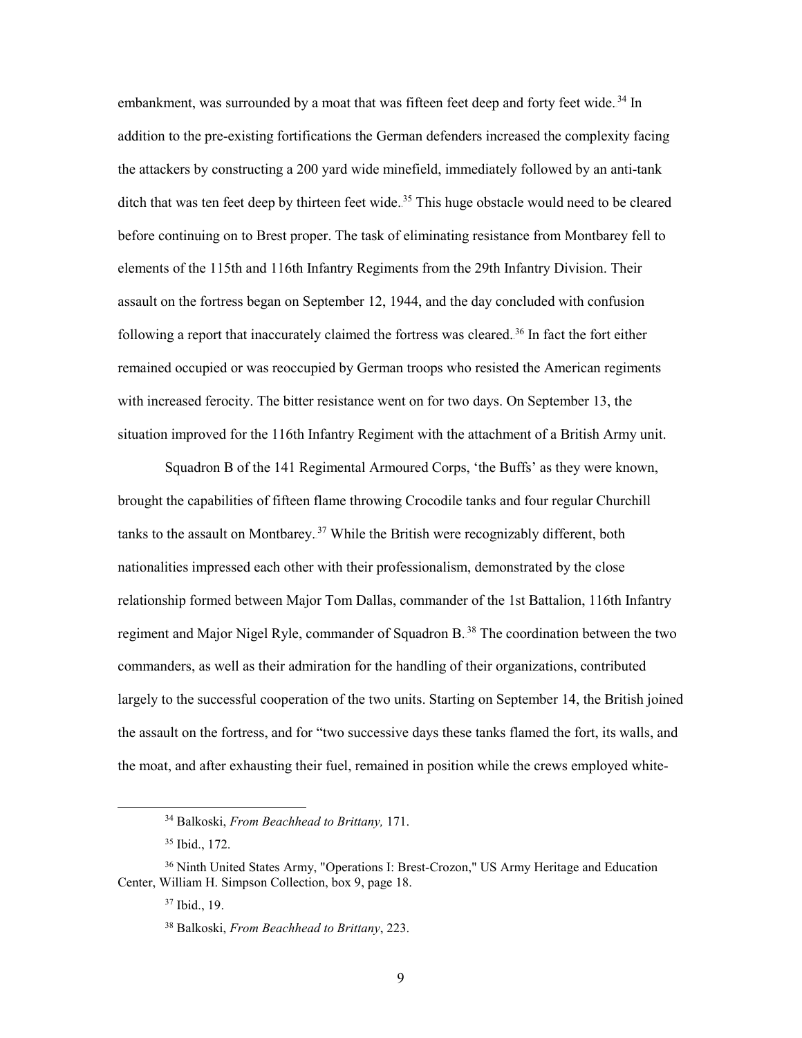embankment, was surrounded by a moat that was fifteen feet deep and forty feet wide.[34] In addition to the pre-existing fortifications the German defenders increased the complexity facing the attackers by constructing a 200 yard wide minefield, immediately followed by an anti-tank ditch that was ten feet deep by thirteen feet wide.[35] This huge obstacle would need to be cleared before continuing on to Brest proper. The task of eliminating resistance from Montbarey fell to elements of the 115th and 116th Infantry Regiments from the 29th Infantry Division. Their assault on the fortress began on September 12, 1944, and the day concluded with confusion following a report that inaccurately claimed the fortress was cleared.[36] In fact the fort either remained occupied or was reoccupied by German troops who resisted the American regiments with increased ferocity. The bitter resistance went on for two days. On September 13, the situation improved for the 116th Infantry Regiment with the attachment of a British Army unit.

Squadron B of the 141 Regimental Armoured Corps, 'the Buffs' as they were known, brought the capabilities of fifteen flame throwing Crocodile tanks and four regular Churchill tanks to the assault on Montbarey.[37] While the British were recognizably different, both nationalities impressed each other with their professionalism, demonstrated by the close relationship formed between Major Tom Dallas, commander of the 1st Battalion, 116th Infantry regiment and Major Nigel Ryle, commander of Squadron B.[38] The coordination between the two commanders, as well as their admiration for the handling of their organizations, contributed largely to the successful cooperation of the two units. Starting on September 14, the British joined the assault on the fortress, and for "two successive days these tanks flamed the fort, its walls, and the moat, and after exhausting their fuel, remained in position while the crews employed white-

---

[34] Balkoski, *From Beachhead to Brittany,* 171.

[35] Ibid., 172.

[36] Ninth United States Army, "Operations I: Brest-Crozon," US Army Heritage and Education Center, William H. Simpson Collection, box 9, page 18.

[37] Ibid., 19.

[38] Balkoski, *From Beachhead to Brittany*, 223.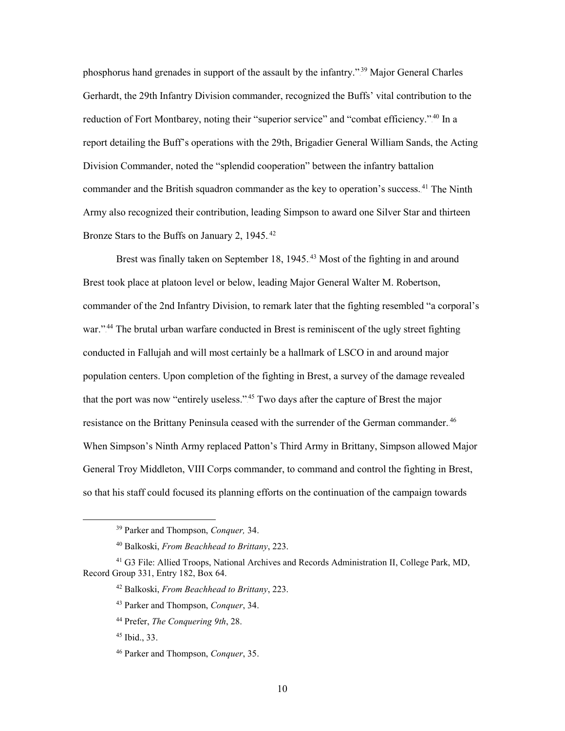phosphorus hand grenades in support of the assault by the infantry."[39] Major General Charles Gerhardt, the 29th Infantry Division commander, recognized the Buffs' vital contribution to the reduction of Fort Montbarey, noting their "superior service" and "combat efficiency."[40] In a report detailing the Buff's operations with the 29th, Brigadier General William Sands, the Acting Division Commander, noted the "splendid cooperation" between the infantry battalion commander and the British squadron commander as the key to operation's success.[41] The Ninth Army also recognized their contribution, leading Simpson to award one Silver Star and thirteen Bronze Stars to the Buffs on January 2, 1945.[42]

Brest was finally taken on September 18, 1945.[43] Most of the fighting in and around Brest took place at platoon level or below, leading Major General Walter M. Robertson, commander of the 2nd Infantry Division, to remark later that the fighting resembled "a corporal's war."[44] The brutal urban warfare conducted in Brest is reminiscent of the ugly street fighting conducted in Fallujah and will most certainly be a hallmark of LSCO in and around major population centers. Upon completion of the fighting in Brest, a survey of the damage revealed that the port was now "entirely useless."[45] Two days after the capture of Brest the major resistance on the Brittany Peninsula ceased with the surrender of the German commander.[46] When Simpson's Ninth Army replaced Patton's Third Army in Brittany, Simpson allowed Major General Troy Middleton, VIII Corps commander, to command and control the fighting in Brest, so that his staff could focused its planning efforts on the continuation of the campaign towards

---

[39] Parker and Thompson, *Conquer,* 34.

[40] Balkoski, *From Beachhead to Brittany*, 223.

[41] G3 File: Allied Troops, National Archives and Records Administration II, College Park, MD, Record Group 331, Entry 182, Box 64.

[42] Balkoski, *From Beachhead to Brittany*, 223.

[43] Parker and Thompson, *Conquer*, 34.

[44] Prefer, *The Conquering 9th*, 28.

[45] Ibid., 33.

[46] Parker and Thompson, *Conquer*, 35.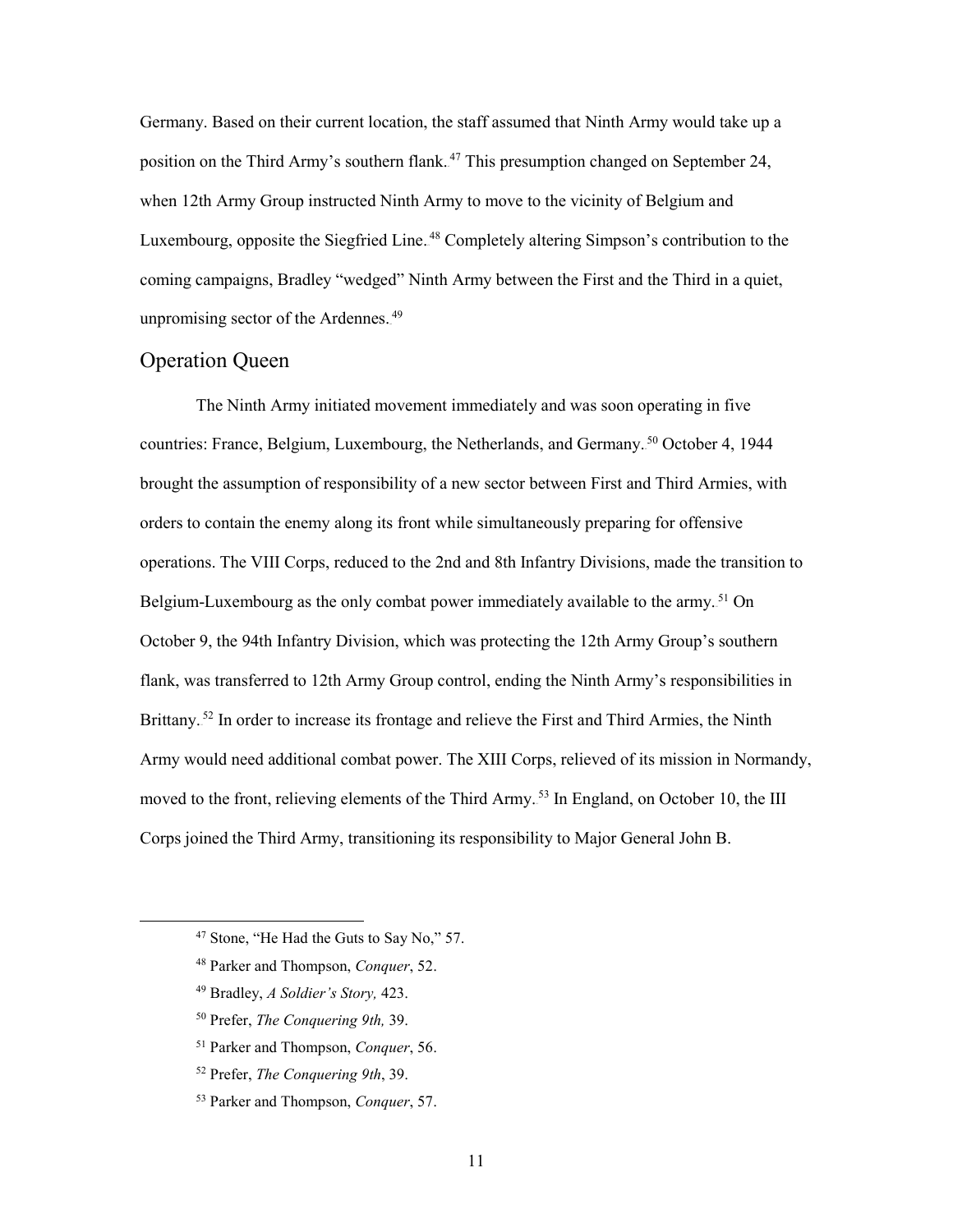Germany. Based on their current location, the staff assumed that Ninth Army would take up a position on the Third Army's southern flank.[47] This presumption changed on September 24, when 12th Army Group instructed Ninth Army to move to the vicinity of Belgium and Luxembourg, opposite the Siegfried Line.[48] Completely altering Simpson's contribution to the coming campaigns, Bradley "wedged" Ninth Army between the First and the Third in a quiet, unpromising sector of the Ardennes.[49]

## Operation Queen

The Ninth Army initiated movement immediately and was soon operating in five countries: France, Belgium, Luxembourg, the Netherlands, and Germany.[50] October 4, 1944 brought the assumption of responsibility of a new sector between First and Third Armies, with orders to contain the enemy along its front while simultaneously preparing for offensive operations. The VIII Corps, reduced to the 2nd and 8th Infantry Divisions, made the transition to Belgium-Luxembourg as the only combat power immediately available to the army.[51] On October 9, the 94th Infantry Division, which was protecting the 12th Army Group's southern flank, was transferred to 12th Army Group control, ending the Ninth Army's responsibilities in Brittany.[52] In order to increase its frontage and relieve the First and Third Armies, the Ninth Army would need additional combat power. The XIII Corps, relieved of its mission in Normandy, moved to the front, relieving elements of the Third Army.[53] In England, on October 10, the III Corps joined the Third Army, transitioning its responsibility to Major General John B.

---

[47] Stone, "He Had the Guts to Say No," 57.

[48] Parker and Thompson, *Conquer*, 52.

[49] Bradley, *A Soldier's Story,* 423.

[50] Prefer, *The Conquering 9th,* 39.

[51] Parker and Thompson, *Conquer*, 56.

[52] Prefer, *The Conquering 9th*, 39.

[53] Parker and Thompson, *Conquer*, 57.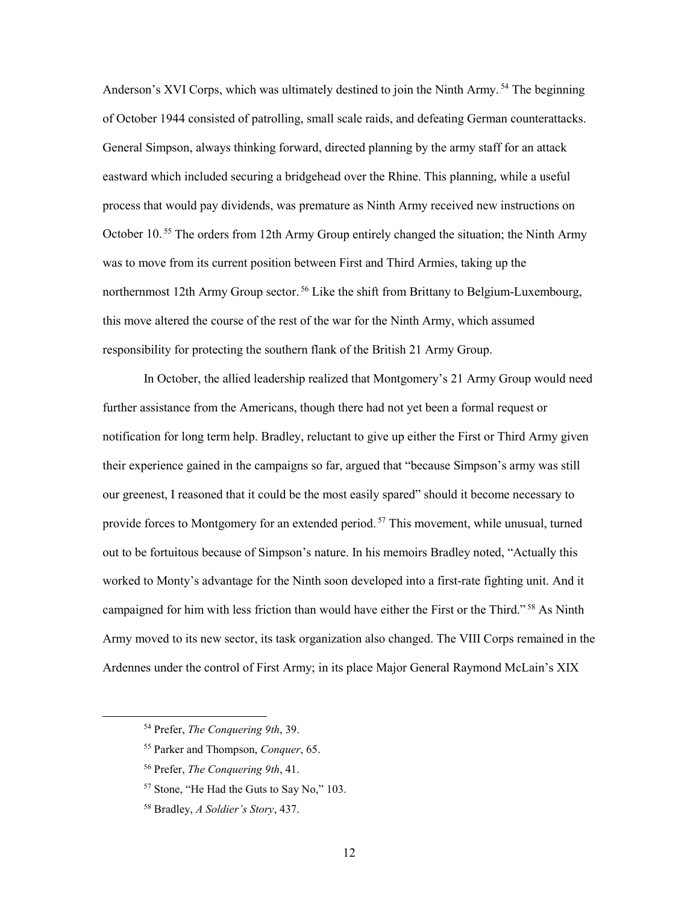Anderson's XVI Corps, which was ultimately destined to join the Ninth Army.[54] The beginning of October 1944 consisted of patrolling, small scale raids, and defeating German counterattacks. General Simpson, always thinking forward, directed planning by the army staff for an attack eastward which included securing a bridgehead over the Rhine. This planning, while a useful process that would pay dividends, was premature as Ninth Army received new instructions on October 10.[55] The orders from 12th Army Group entirely changed the situation; the Ninth Army was to move from its current position between First and Third Armies, taking up the northernmost 12th Army Group sector.[56] Like the shift from Brittany to Belgium-Luxembourg, this move altered the course of the rest of the war for the Ninth Army, which assumed responsibility for protecting the southern flank of the British 21 Army Group.

In October, the allied leadership realized that Montgomery's 21 Army Group would need further assistance from the Americans, though there had not yet been a formal request or notification for long term help. Bradley, reluctant to give up either the First or Third Army given their experience gained in the campaigns so far, argued that "because Simpson's army was still our greenest, I reasoned that it could be the most easily spared" should it become necessary to provide forces to Montgomery for an extended period.[57] This movement, while unusual, turned out to be fortuitous because of Simpson's nature. In his memoirs Bradley noted, "Actually this worked to Monty's advantage for the Ninth soon developed into a first-rate fighting unit. And it campaigned for him with less friction than would have either the First or the Third."[58] As Ninth Army moved to its new sector, its task organization also changed. The VIII Corps remained in the Ardennes under the control of First Army; in its place Major General Raymond McLain's XIX

---

[54] Prefer, *The Conquering 9th*, 39.

[55] Parker and Thompson, *Conquer*, 65.

[56] Prefer, *The Conquering 9th*, 41.

[57] Stone, "He Had the Guts to Say No," 103.

[58] Bradley, *A Soldier's Story*, 437.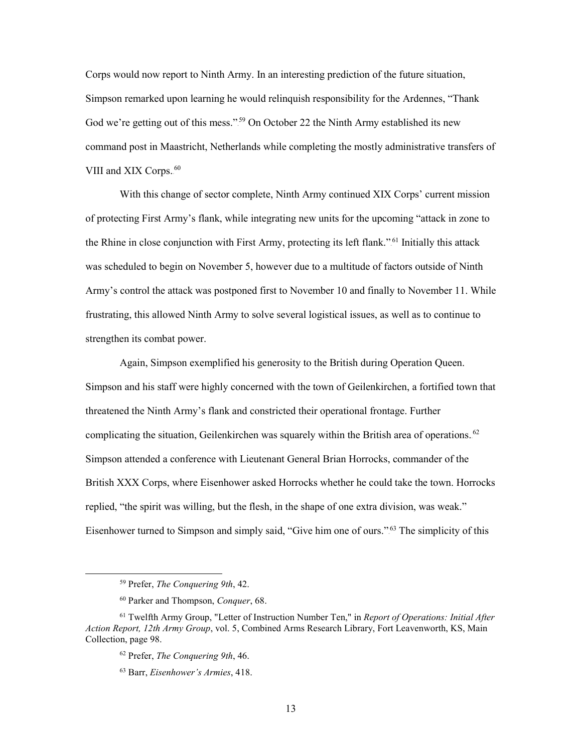Corps would now report to Ninth Army. In an interesting prediction of the future situation, Simpson remarked upon learning he would relinquish responsibility for the Ardennes, "Thank God we're getting out of this mess."[59] On October 22 the Ninth Army established its new command post in Maastricht, Netherlands while completing the mostly administrative transfers of VIII and XIX Corps.[60]

With this change of sector complete, Ninth Army continued XIX Corps' current mission of protecting First Army's flank, while integrating new units for the upcoming "attack in zone to the Rhine in close conjunction with First Army, protecting its left flank."[61] Initially this attack was scheduled to begin on November 5, however due to a multitude of factors outside of Ninth Army's control the attack was postponed first to November 10 and finally to November 11. While frustrating, this allowed Ninth Army to solve several logistical issues, as well as to continue to strengthen its combat power.

Again, Simpson exemplified his generosity to the British during Operation Queen. Simpson and his staff were highly concerned with the town of Geilenkirchen, a fortified town that threatened the Ninth Army's flank and constricted their operational frontage. Further complicating the situation, Geilenkirchen was squarely within the British area of operations.[62] Simpson attended a conference with Lieutenant General Brian Horrocks, commander of the British XXX Corps, where Eisenhower asked Horrocks whether he could take the town. Horrocks replied, "the spirit was willing, but the flesh, in the shape of one extra division, was weak." Eisenhower turned to Simpson and simply said, "Give him one of ours."[63] The simplicity of this

---

[59] Prefer, *The Conquering 9th*, 42.

[60] Parker and Thompson, *Conquer*, 68.

[61] Twelfth Army Group, "Letter of Instruction Number Ten," in *Report of Operations: Initial After Action Report, 12th Army Group*, vol. 5, Combined Arms Research Library, Fort Leavenworth, KS, Main Collection, page 98.

[62] Prefer, *The Conquering 9th*, 46.

[63] Barr, *Eisenhower's Armies*, 418.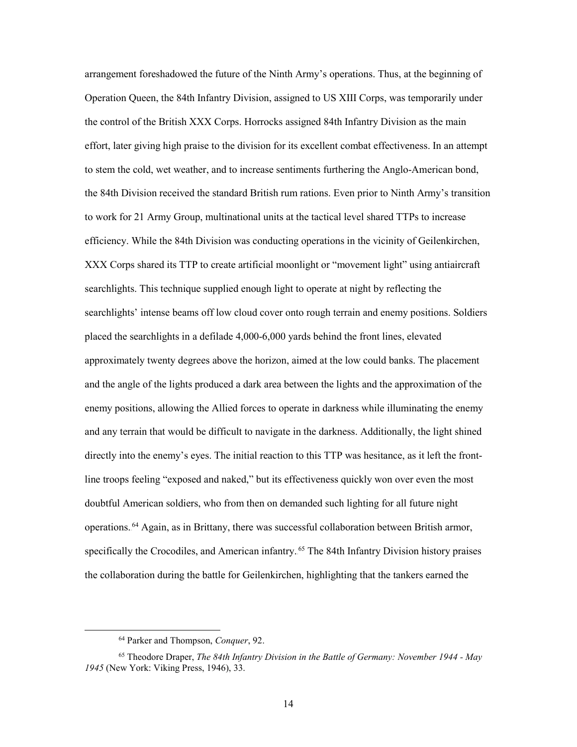arrangement foreshadowed the future of the Ninth Army's operations. Thus, at the beginning of Operation Queen, the 84th Infantry Division, assigned to US XIII Corps, was temporarily under the control of the British XXX Corps. Horrocks assigned 84th Infantry Division as the main effort, later giving high praise to the division for its excellent combat effectiveness. In an attempt to stem the cold, wet weather, and to increase sentiments furthering the Anglo-American bond, the 84th Division received the standard British rum rations. Even prior to Ninth Army's transition to work for 21 Army Group, multinational units at the tactical level shared TTPs to increase efficiency. While the 84th Division was conducting operations in the vicinity of Geilenkirchen, XXX Corps shared its TTP to create artificial moonlight or "movement light" using antiaircraft searchlights. This technique supplied enough light to operate at night by reflecting the searchlights' intense beams off low cloud cover onto rough terrain and enemy positions. Soldiers placed the searchlights in a defilade 4,000-6,000 yards behind the front lines, elevated approximately twenty degrees above the horizon, aimed at the low could banks. The placement and the angle of the lights produced a dark area between the lights and the approximation of the enemy positions, allowing the Allied forces to operate in darkness while illuminating the enemy and any terrain that would be difficult to navigate in the darkness. Additionally, the light shined directly into the enemy's eyes. The initial reaction to this TTP was hesitance, as it left the front-line troops feeling "exposed and naked," but its effectiveness quickly won over even the most doubtful American soldiers, who from then on demanded such lighting for all future night operations.[64] Again, as in Brittany, there was successful collaboration between British armor, specifically the Crocodiles, and American infantry.[65] The 84th Infantry Division history praises the collaboration during the battle for Geilenkirchen, highlighting that the tankers earned the

---

[64] Parker and Thompson, *Conquer*, 92.

[65] Theodore Draper, *The 84th Infantry Division in the Battle of Germany: November 1944 - May 1945* (New York: Viking Press, 1946), 33.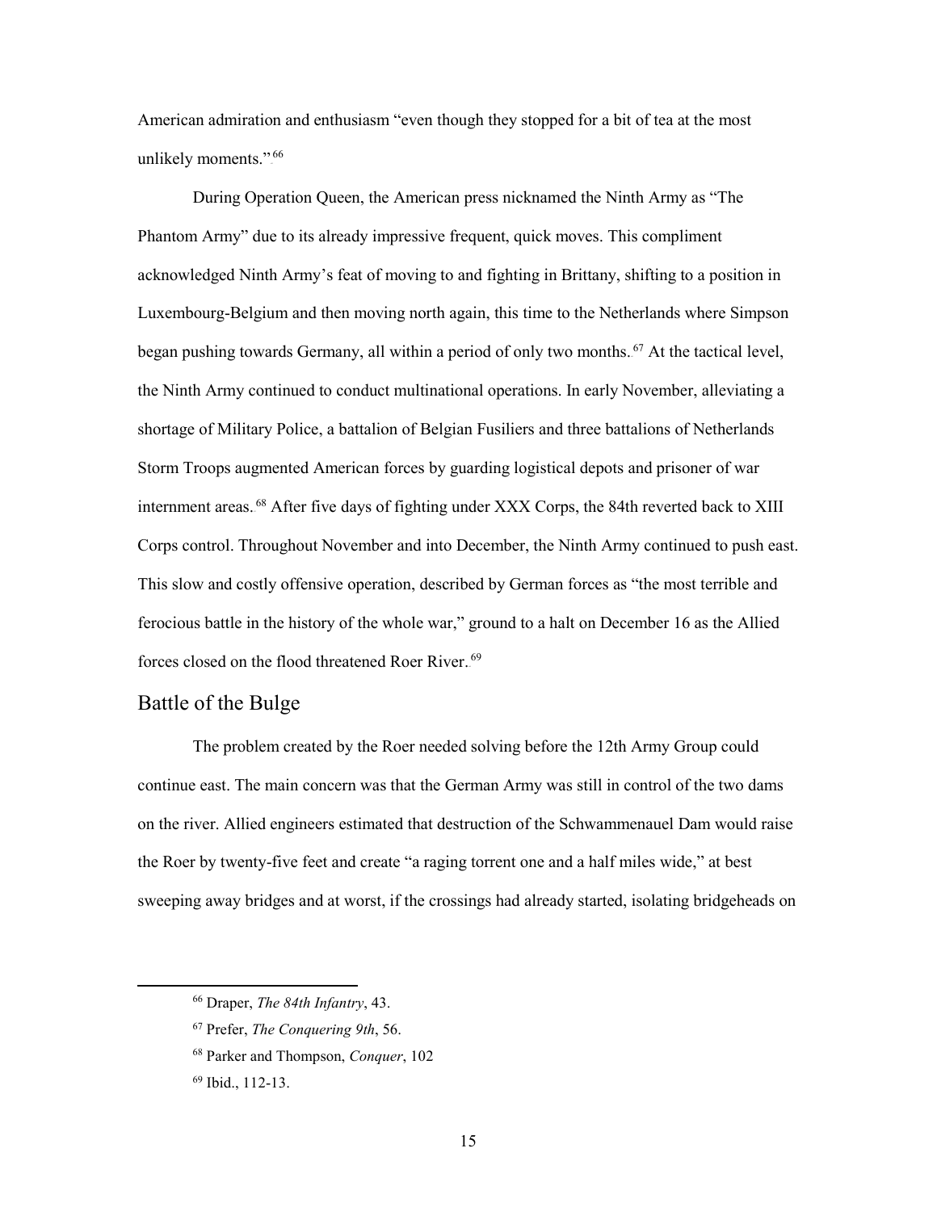American admiration and enthusiasm "even though they stopped for a bit of tea at the most unlikely moments."[66]

During Operation Queen, the American press nicknamed the Ninth Army as "The Phantom Army" due to its already impressive frequent, quick moves. This compliment acknowledged Ninth Army's feat of moving to and fighting in Brittany, shifting to a position in Luxembourg-Belgium and then moving north again, this time to the Netherlands where Simpson began pushing towards Germany, all within a period of only two months.[67] At the tactical level, the Ninth Army continued to conduct multinational operations. In early November, alleviating a shortage of Military Police, a battalion of Belgian Fusiliers and three battalions of Netherlands Storm Troops augmented American forces by guarding logistical depots and prisoner of war internment areas.[68] After five days of fighting under XXX Corps, the 84th reverted back to XIII Corps control. Throughout November and into December, the Ninth Army continued to push east. This slow and costly offensive operation, described by German forces as "the most terrible and ferocious battle in the history of the whole war," ground to a halt on December 16 as the Allied forces closed on the flood threatened Roer River.[69]

## Battle of the Bulge

The problem created by the Roer needed solving before the 12th Army Group could continue east. The main concern was that the German Army was still in control of the two dams on the river. Allied engineers estimated that destruction of the Schwammenauel Dam would raise the Roer by twenty-five feet and create "a raging torrent one and a half miles wide," at best sweeping away bridges and at worst, if the crossings had already started, isolating bridgeheads on

---

[66] Draper, *The 84th Infantry*, 43.

[67] Prefer, *The Conquering 9th*, 56.

[68] Parker and Thompson, *Conquer*, 102

[69] Ibid., 112-13.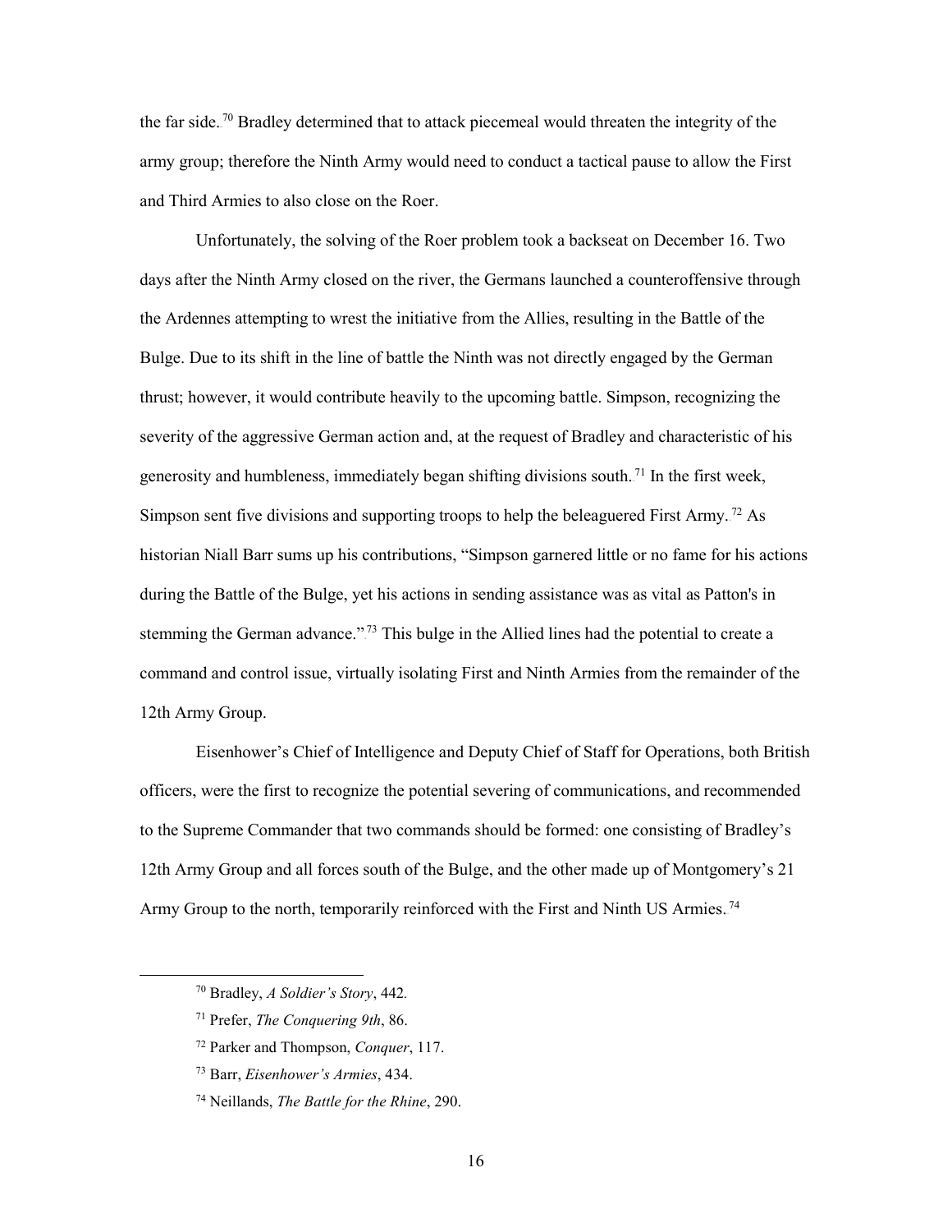the far side.[70] Bradley determined that to attack piecemeal would threaten the integrity of the army group; therefore the Ninth Army would need to conduct a tactical pause to allow the First and Third Armies to also close on the Roer.

Unfortunately, the solving of the Roer problem took a backseat on December 16. Two days after the Ninth Army closed on the river, the Germans launched a counteroffensive through the Ardennes attempting to wrest the initiative from the Allies, resulting in the Battle of the Bulge. Due to its shift in the line of battle the Ninth was not directly engaged by the German thrust; however, it would contribute heavily to the upcoming battle. Simpson, recognizing the severity of the aggressive German action and, at the request of Bradley and characteristic of his generosity and humbleness, immediately began shifting divisions south.[71] In the first week, Simpson sent five divisions and supporting troops to help the beleaguered First Army.[72] As historian Niall Barr sums up his contributions, "Simpson garnered little or no fame for his actions during the Battle of the Bulge, yet his actions in sending assistance was as vital as Patton's in stemming the German advance."[73] This bulge in the Allied lines had the potential to create a command and control issue, virtually isolating First and Ninth Armies from the remainder of the 12th Army Group.

Eisenhower's Chief of Intelligence and Deputy Chief of Staff for Operations, both British officers, were the first to recognize the potential severing of communications, and recommended to the Supreme Commander that two commands should be formed: one consisting of Bradley's 12th Army Group and all forces south of the Bulge, and the other made up of Montgomery's 21 Army Group to the north, temporarily reinforced with the First and Ninth US Armies.[74]

---

[70] Bradley, *A Soldier's Story*, 442.

[71] Prefer, *The Conquering 9th*, 86.

[72] Parker and Thompson, *Conquer*, 117.

[73] Barr, *Eisenhower's Armies*, 434.

[74] Neillands, *The Battle for the Rhine*, 290.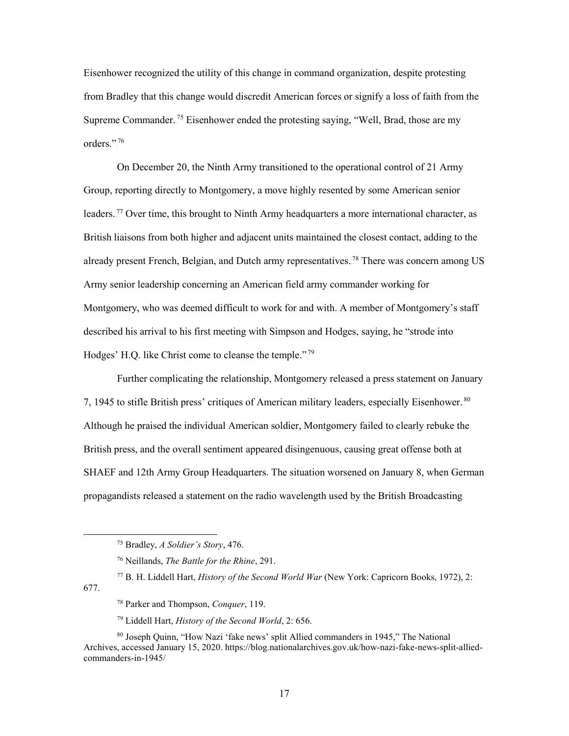Eisenhower recognized the utility of this change in command organization, despite protesting from Bradley that this change would discredit American forces or signify a loss of faith from the Supreme Commander.[75] Eisenhower ended the protesting saying, "Well, Brad, those are my orders."[76]

On December 20, the Ninth Army transitioned to the operational control of 21 Army Group, reporting directly to Montgomery, a move highly resented by some American senior leaders.[77] Over time, this brought to Ninth Army headquarters a more international character, as British liaisons from both higher and adjacent units maintained the closest contact, adding to the already present French, Belgian, and Dutch army representatives.[78] There was concern among US Army senior leadership concerning an American field army commander working for Montgomery, who was deemed difficult to work for and with. A member of Montgomery's staff described his arrival to his first meeting with Simpson and Hodges, saying, he "strode into Hodges' H.Q. like Christ come to cleanse the temple."[79]

Further complicating the relationship, Montgomery released a press statement on January 7, 1945 to stifle British press' critiques of American military leaders, especially Eisenhower.[80] Although he praised the individual American soldier, Montgomery failed to clearly rebuke the British press, and the overall sentiment appeared disingenuous, causing great offense both at SHAEF and 12th Army Group Headquarters. The situation worsened on January 8, when German propagandists released a statement on the radio wavelength used by the British Broadcasting

---

[75] Bradley, *A Soldier's Story*, 476.

[76] Neillands, *The Battle for the Rhine*, 291.

[77] B. H. Liddell Hart, *History of the Second World War* (New York: Capricorn Books, 1972), 2: 677.

[78] Parker and Thompson, *Conquer*, 119.

[79] Liddell Hart, *History of the Second World*, 2: 656.

[80] Joseph Quinn, "How Nazi 'fake news' split Allied commanders in 1945," The National Archives, accessed January 15, 2020. https://blog.nationalarchives.gov.uk/how-nazi-fake-news-split-allied-commanders-in-1945/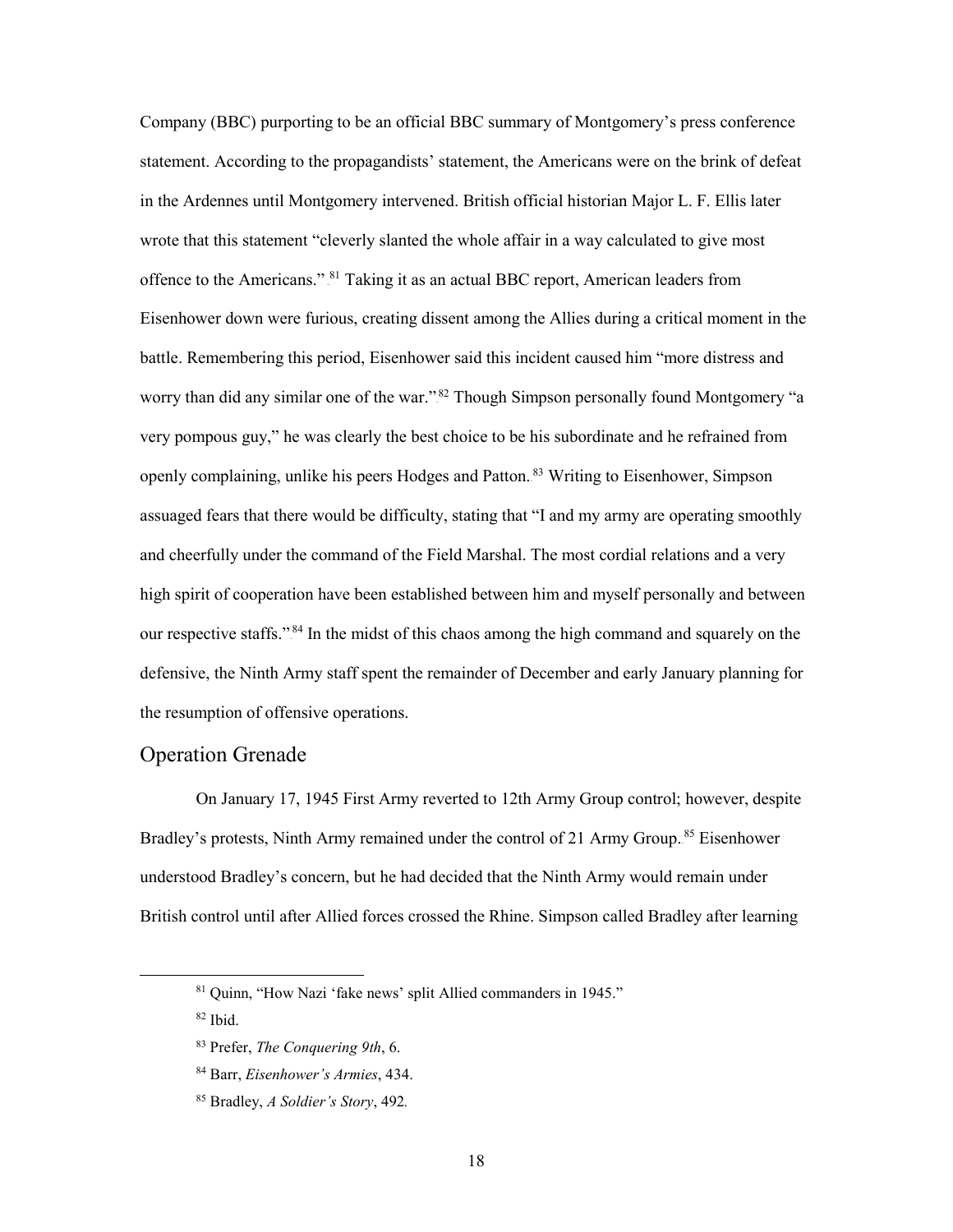Company (BBC) purporting to be an official BBC summary of Montgomery's press conference statement. According to the propagandists' statement, the Americans were on the brink of defeat in the Ardennes until Montgomery intervened. British official historian Major L. F. Ellis later wrote that this statement "cleverly slanted the whole affair in a way calculated to give most offence to the Americans."[81] Taking it as an actual BBC report, American leaders from Eisenhower down were furious, creating dissent among the Allies during a critical moment in the battle. Remembering this period, Eisenhower said this incident caused him "more distress and worry than did any similar one of the war."[82] Though Simpson personally found Montgomery "a very pompous guy," he was clearly the best choice to be his subordinate and he refrained from openly complaining, unlike his peers Hodges and Patton.[83] Writing to Eisenhower, Simpson assuaged fears that there would be difficulty, stating that "I and my army are operating smoothly and cheerfully under the command of the Field Marshal. The most cordial relations and a very high spirit of cooperation have been established between him and myself personally and between our respective staffs."[84] In the midst of this chaos among the high command and squarely on the defensive, the Ninth Army staff spent the remainder of December and early January planning for the resumption of offensive operations.

## Operation Grenade

On January 17, 1945 First Army reverted to 12th Army Group control; however, despite Bradley's protests, Ninth Army remained under the control of 21 Army Group.[85] Eisenhower understood Bradley's concern, but he had decided that the Ninth Army would remain under British control until after Allied forces crossed the Rhine. Simpson called Bradley after learning

---

[81] Quinn, "How Nazi 'fake news' split Allied commanders in 1945."

[82] Ibid.

[83] Prefer, *The Conquering 9th*, 6.

[84] Barr, *Eisenhower's Armies*, 434.

[85] Bradley, *A Soldier's Story*, 492.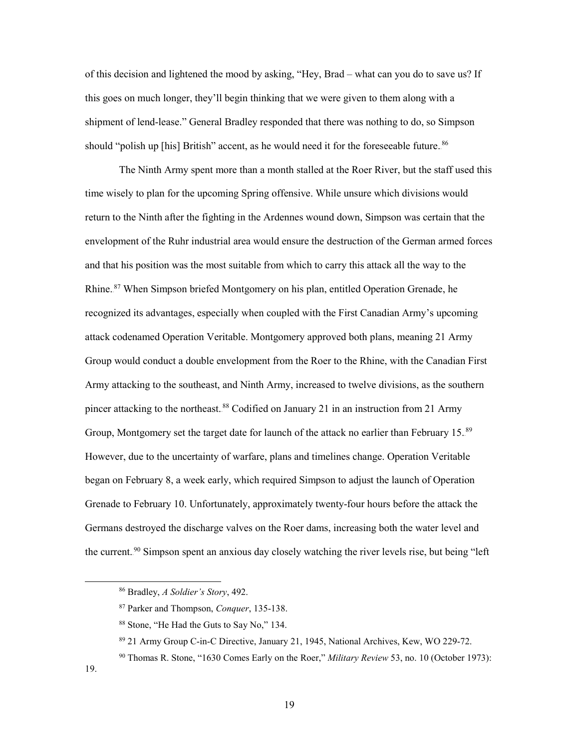of this decision and lightened the mood by asking, "Hey, Brad – what can you do to save us? If this goes on much longer, they'll begin thinking that we were given to them along with a shipment of lend-lease." General Bradley responded that there was nothing to do, so Simpson should "polish up [his] British" accent, as he would need it for the foreseeable future.[86]

The Ninth Army spent more than a month stalled at the Roer River, but the staff used this time wisely to plan for the upcoming Spring offensive. While unsure which divisions would return to the Ninth after the fighting in the Ardennes wound down, Simpson was certain that the envelopment of the Ruhr industrial area would ensure the destruction of the German armed forces and that his position was the most suitable from which to carry this attack all the way to the Rhine.[87] When Simpson briefed Montgomery on his plan, entitled Operation Grenade, he recognized its advantages, especially when coupled with the First Canadian Army's upcoming attack codenamed Operation Veritable. Montgomery approved both plans, meaning 21 Army Group would conduct a double envelopment from the Roer to the Rhine, with the Canadian First Army attacking to the southeast, and Ninth Army, increased to twelve divisions, as the southern pincer attacking to the northeast.[88] Codified on January 21 in an instruction from 21 Army Group, Montgomery set the target date for launch of the attack no earlier than February 15.[89] However, due to the uncertainty of warfare, plans and timelines change. Operation Veritable began on February 8, a week early, which required Simpson to adjust the launch of Operation Grenade to February 10. Unfortunately, approximately twenty-four hours before the attack the Germans destroyed the discharge valves on the Roer dams, increasing both the water level and the current.[90] Simpson spent an anxious day closely watching the river levels rise, but being "left

---

[86] Bradley, *A Soldier's Story*, 492.

[87] Parker and Thompson, *Conquer*, 135-138.

[88] Stone, "He Had the Guts to Say No," 134.

[89] 21 Army Group C-in-C Directive, January 21, 1945, National Archives, Kew, WO 229-72.

[90] Thomas R. Stone, "1630 Comes Early on the Roer," *Military Review* 53, no. 10 (October 1973): 19.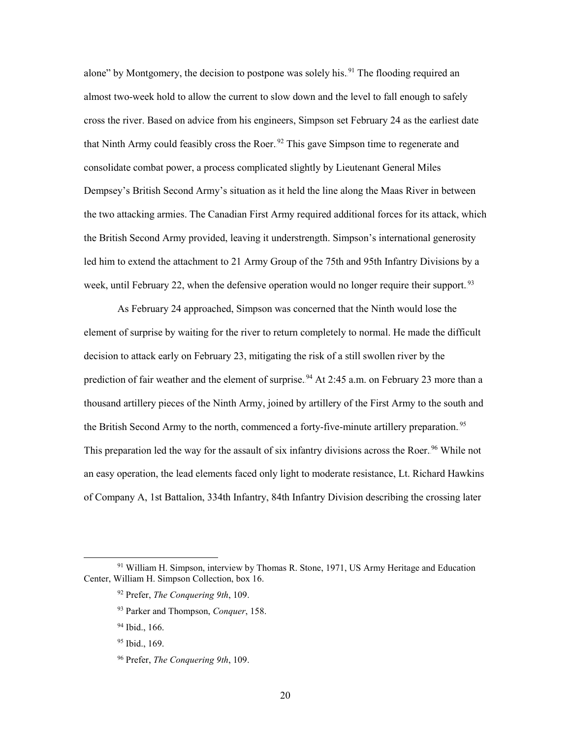alone" by Montgomery, the decision to postpone was solely his.[91] The flooding required an almost two-week hold to allow the current to slow down and the level to fall enough to safely cross the river. Based on advice from his engineers, Simpson set February 24 as the earliest date that Ninth Army could feasibly cross the Roer.[92] This gave Simpson time to regenerate and consolidate combat power, a process complicated slightly by Lieutenant General Miles Dempsey's British Second Army's situation as it held the line along the Maas River in between the two attacking armies. The Canadian First Army required additional forces for its attack, which the British Second Army provided, leaving it understrength. Simpson's international generosity led him to extend the attachment to 21 Army Group of the 75th and 95th Infantry Divisions by a week, until February 22, when the defensive operation would no longer require their support.[93]

As February 24 approached, Simpson was concerned that the Ninth would lose the element of surprise by waiting for the river to return completely to normal. He made the difficult decision to attack early on February 23, mitigating the risk of a still swollen river by the prediction of fair weather and the element of surprise.[94] At 2:45 a.m. on February 23 more than a thousand artillery pieces of the Ninth Army, joined by artillery of the First Army to the south and the British Second Army to the north, commenced a forty-five-minute artillery preparation.[95] This preparation led the way for the assault of six infantry divisions across the Roer.[96] While not an easy operation, the lead elements faced only light to moderate resistance, Lt. Richard Hawkins of Company A, 1st Battalion, 334th Infantry, 84th Infantry Division describing the crossing later

---

[91] William H. Simpson, interview by Thomas R. Stone, 1971, US Army Heritage and Education Center, William H. Simpson Collection, box 16.

[92] Prefer, *The Conquering 9th*, 109.

[93] Parker and Thompson, *Conquer*, 158.

[94] Ibid., 166.

[95] Ibid., 169.

[96] Prefer, *The Conquering 9th*, 109.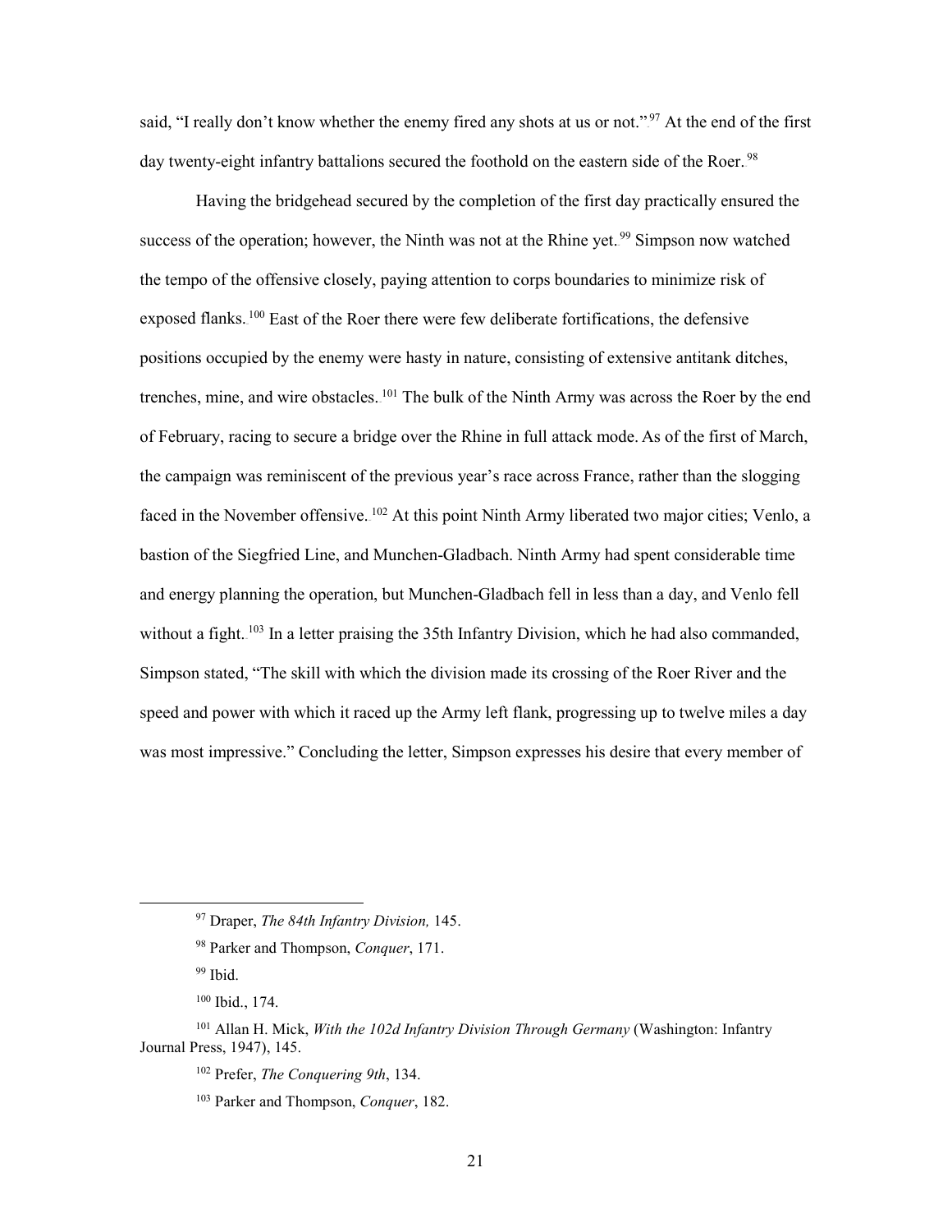said, "I really don't know whether the enemy fired any shots at us or not."[97] At the end of the first day twenty-eight infantry battalions secured the foothold on the eastern side of the Roer.[98]

Having the bridgehead secured by the completion of the first day practically ensured the success of the operation; however, the Ninth was not at the Rhine yet.[99] Simpson now watched the tempo of the offensive closely, paying attention to corps boundaries to minimize risk of exposed flanks.[100] East of the Roer there were few deliberate fortifications, the defensive positions occupied by the enemy were hasty in nature, consisting of extensive antitank ditches, trenches, mine, and wire obstacles.[101] The bulk of the Ninth Army was across the Roer by the end of February, racing to secure a bridge over the Rhine in full attack mode. As of the first of March, the campaign was reminiscent of the previous year's race across France, rather than the slogging faced in the November offensive.[102] At this point Ninth Army liberated two major cities; Venlo, a bastion of the Siegfried Line, and Munchen-Gladbach. Ninth Army had spent considerable time and energy planning the operation, but Munchen-Gladbach fell in less than a day, and Venlo fell without a fight.[103] In a letter praising the 35th Infantry Division, which he had also commanded, Simpson stated, "The skill with which the division made its crossing of the Roer River and the speed and power with which it raced up the Army left flank, progressing up to twelve miles a day was most impressive." Concluding the letter, Simpson expresses his desire that every member of

---

[97] Draper, *The 84th Infantry Division,* 145.

[98] Parker and Thompson, *Conquer*, 171.

[99] Ibid.

[100] Ibid., 174.

[101] Allan H. Mick, *With the 102d Infantry Division Through Germany* (Washington: Infantry Journal Press, 1947), 145.

[102] Prefer, *The Conquering 9th*, 134.

[103] Parker and Thompson, *Conquer*, 182.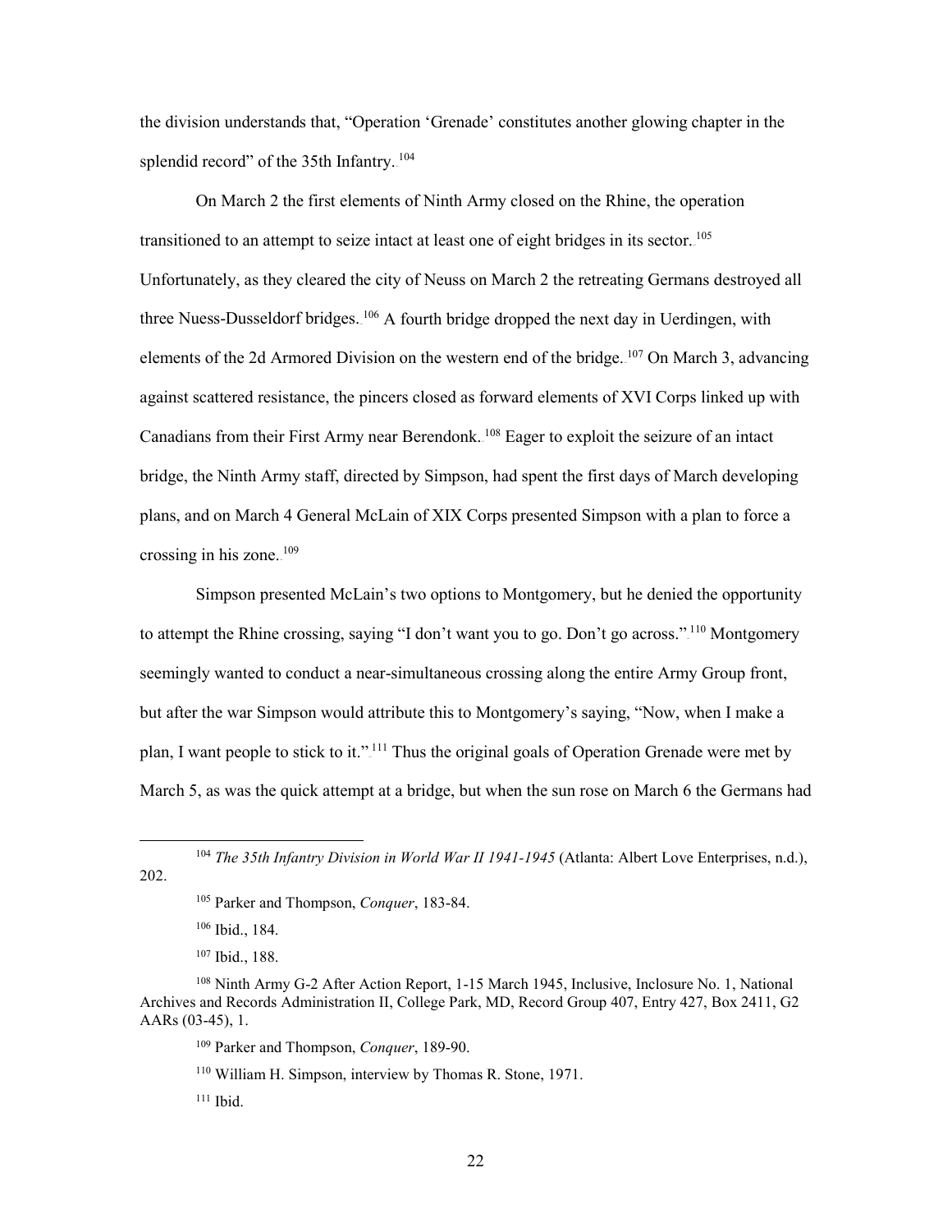the division understands that, "Operation 'Grenade' constitutes another glowing chapter in the splendid record" of the 35th Infantry.[104]

On March 2 the first elements of Ninth Army closed on the Rhine, the operation transitioned to an attempt to seize intact at least one of eight bridges in its sector.[105] Unfortunately, as they cleared the city of Neuss on March 2 the retreating Germans destroyed all three Nuess-Dusseldorf bridges.[106] A fourth bridge dropped the next day in Uerdingen, with elements of the 2d Armored Division on the western end of the bridge.[107] On March 3, advancing against scattered resistance, the pincers closed as forward elements of XVI Corps linked up with Canadians from their First Army near Berendonk.[108] Eager to exploit the seizure of an intact bridge, the Ninth Army staff, directed by Simpson, had spent the first days of March developing plans, and on March 4 General McLain of XIX Corps presented Simpson with a plan to force a crossing in his zone.[109]

Simpson presented McLain's two options to Montgomery, but he denied the opportunity to attempt the Rhine crossing, saying "I don't want you to go. Don't go across."[110] Montgomery seemingly wanted to conduct a near-simultaneous crossing along the entire Army Group front, but after the war Simpson would attribute this to Montgomery's saying, "Now, when I make a plan, I want people to stick to it."[111] Thus the original goals of Operation Grenade were met by March 5, as was the quick attempt at a bridge, but when the sun rose on March 6 the Germans had

---

[104] *The 35th Infantry Division in World War II 1941-1945* (Atlanta: Albert Love Enterprises, n.d.), 202.

[105] Parker and Thompson, *Conquer*, 183-84.

[106] Ibid., 184.

[107] Ibid., 188.

[108] Ninth Army G-2 After Action Report, 1-15 March 1945, Inclusive, Inclosure No. 1, National Archives and Records Administration II, College Park, MD, Record Group 407, Entry 427, Box 2411, G2 AARs (03-45), 1.

[109] Parker and Thompson, *Conquer*, 189-90.

[110] William H. Simpson, interview by Thomas R. Stone, 1971.

[111] Ibid.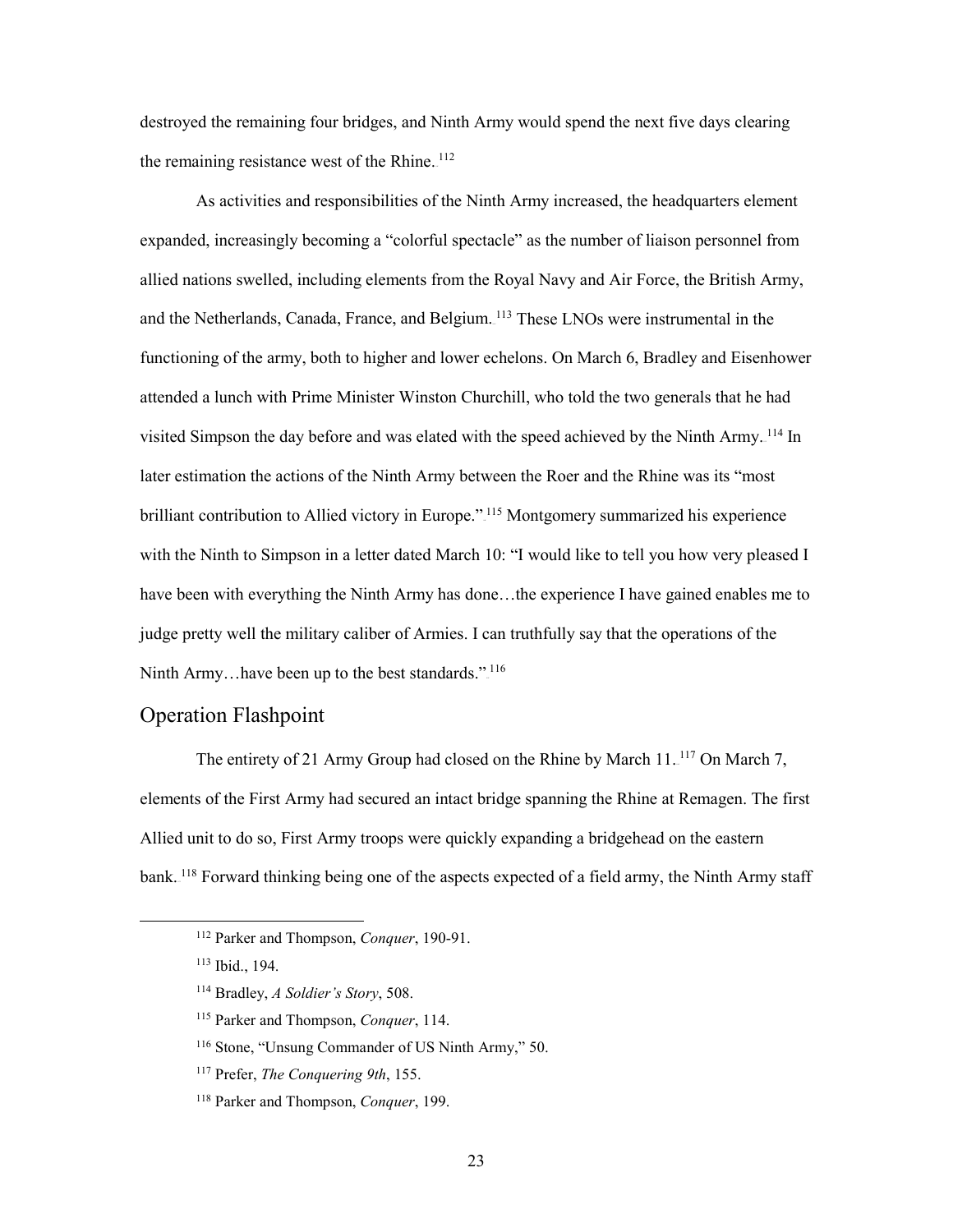destroyed the remaining four bridges, and Ninth Army would spend the next five days clearing the remaining resistance west of the Rhine.[112]

As activities and responsibilities of the Ninth Army increased, the headquarters element expanded, increasingly becoming a "colorful spectacle" as the number of liaison personnel from allied nations swelled, including elements from the Royal Navy and Air Force, the British Army, and the Netherlands, Canada, France, and Belgium.[113] These LNOs were instrumental in the functioning of the army, both to higher and lower echelons. On March 6, Bradley and Eisenhower attended a lunch with Prime Minister Winston Churchill, who told the two generals that he had visited Simpson the day before and was elated with the speed achieved by the Ninth Army.[114] In later estimation the actions of the Ninth Army between the Roer and the Rhine was its "most brilliant contribution to Allied victory in Europe."[115] Montgomery summarized his experience with the Ninth to Simpson in a letter dated March 10: "I would like to tell you how very pleased I have been with everything the Ninth Army has done…the experience I have gained enables me to judge pretty well the military caliber of Armies. I can truthfully say that the operations of the Ninth Army…have been up to the best standards."[116]

## Operation Flashpoint

The entirety of 21 Army Group had closed on the Rhine by March 11.[117] On March 7, elements of the First Army had secured an intact bridge spanning the Rhine at Remagen. The first Allied unit to do so, First Army troops were quickly expanding a bridgehead on the eastern bank.[118] Forward thinking being one of the aspects expected of a field army, the Ninth Army staff

---

[112] Parker and Thompson, *Conquer*, 190-91.

[113] Ibid., 194.

[114] Bradley, *A Soldier's Story*, 508.

[115] Parker and Thompson, *Conquer*, 114.

[116] Stone, "Unsung Commander of US Ninth Army," 50.

[117] Prefer, *The Conquering 9th*, 155.

[118] Parker and Thompson, *Conquer*, 199.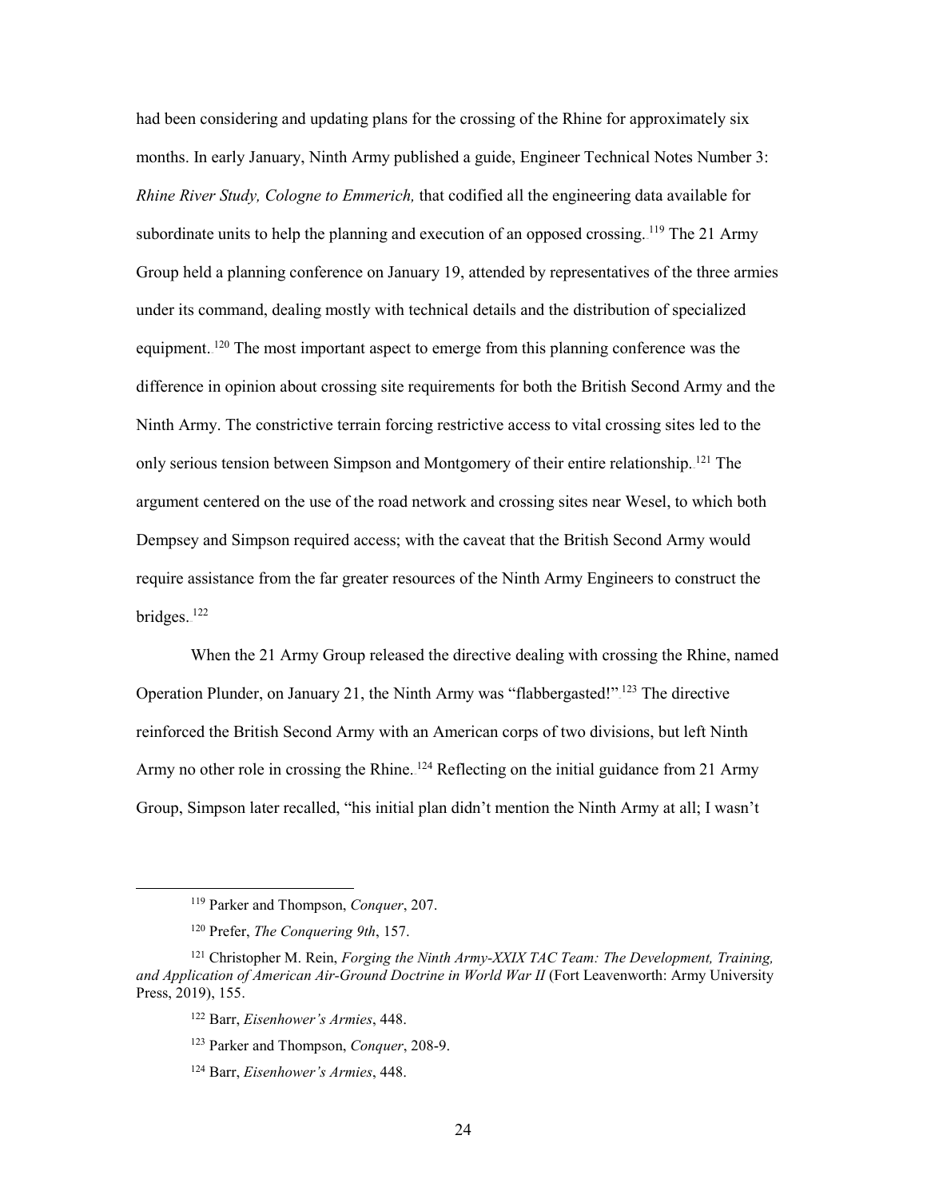had been considering and updating plans for the crossing of the Rhine for approximately six months. In early January, Ninth Army published a guide, Engineer Technical Notes Number 3: *Rhine River Study, Cologne to Emmerich,* that codified all the engineering data available for subordinate units to help the planning and execution of an opposed crossing.[119] The 21 Army Group held a planning conference on January 19, attended by representatives of the three armies under its command, dealing mostly with technical details and the distribution of specialized equipment.[120] The most important aspect to emerge from this planning conference was the difference in opinion about crossing site requirements for both the British Second Army and the Ninth Army. The constrictive terrain forcing restrictive access to vital crossing sites led to the only serious tension between Simpson and Montgomery of their entire relationship.[121] The argument centered on the use of the road network and crossing sites near Wesel, to which both Dempsey and Simpson required access; with the caveat that the British Second Army would require assistance from the far greater resources of the Ninth Army Engineers to construct the bridges.[122]

When the 21 Army Group released the directive dealing with crossing the Rhine, named Operation Plunder, on January 21, the Ninth Army was "flabbergasted!"[123] The directive reinforced the British Second Army with an American corps of two divisions, but left Ninth Army no other role in crossing the Rhine.[124] Reflecting on the initial guidance from 21 Army Group, Simpson later recalled, "his initial plan didn't mention the Ninth Army at all; I wasn't

---

[119] Parker and Thompson, *Conquer*, 207.

[120] Prefer, *The Conquering 9th*, 157.

[121] Christopher M. Rein, *Forging the Ninth Army-XXIX TAC Team: The Development, Training, and Application of American Air-Ground Doctrine in World War II* (Fort Leavenworth: Army University Press, 2019), 155.

[122] Barr, *Eisenhower's Armies*, 448.

[123] Parker and Thompson, *Conquer*, 208-9.

[124] Barr, *Eisenhower's Armies*, 448.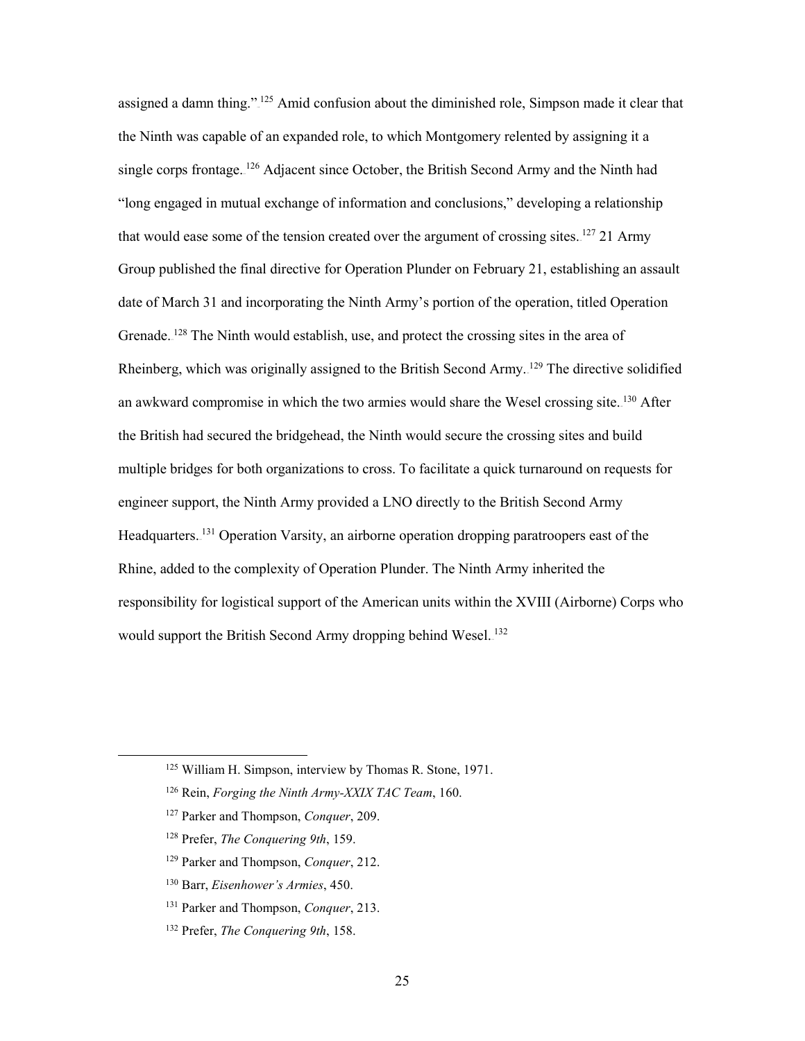assigned a damn thing."[125] Amid confusion about the diminished role, Simpson made it clear that the Ninth was capable of an expanded role, to which Montgomery relented by assigning it a single corps frontage.[126] Adjacent since October, the British Second Army and the Ninth had "long engaged in mutual exchange of information and conclusions," developing a relationship that would ease some of the tension created over the argument of crossing sites.[127] 21 Army Group published the final directive for Operation Plunder on February 21, establishing an assault date of March 31 and incorporating the Ninth Army's portion of the operation, titled Operation Grenade.[128] The Ninth would establish, use, and protect the crossing sites in the area of Rheinberg, which was originally assigned to the British Second Army.[129] The directive solidified an awkward compromise in which the two armies would share the Wesel crossing site.[130] After the British had secured the bridgehead, the Ninth would secure the crossing sites and build multiple bridges for both organizations to cross. To facilitate a quick turnaround on requests for engineer support, the Ninth Army provided a LNO directly to the British Second Army Headquarters.[131] Operation Varsity, an airborne operation dropping paratroopers east of the Rhine, added to the complexity of Operation Plunder. The Ninth Army inherited the responsibility for logistical support of the American units within the XVIII (Airborne) Corps who would support the British Second Army dropping behind Wesel.[132]

---

[125] William H. Simpson, interview by Thomas R. Stone, 1971.

[126] Rein, *Forging the Ninth Army-XXIX TAC Team*, 160.

[127] Parker and Thompson, *Conquer*, 209.

[128] Prefer, *The Conquering 9th*, 159.

[129] Parker and Thompson, *Conquer*, 212.

[130] Barr, *Eisenhower's Armies*, 450.

[131] Parker and Thompson, *Conquer*, 213.

[132] Prefer, *The Conquering 9th*, 158.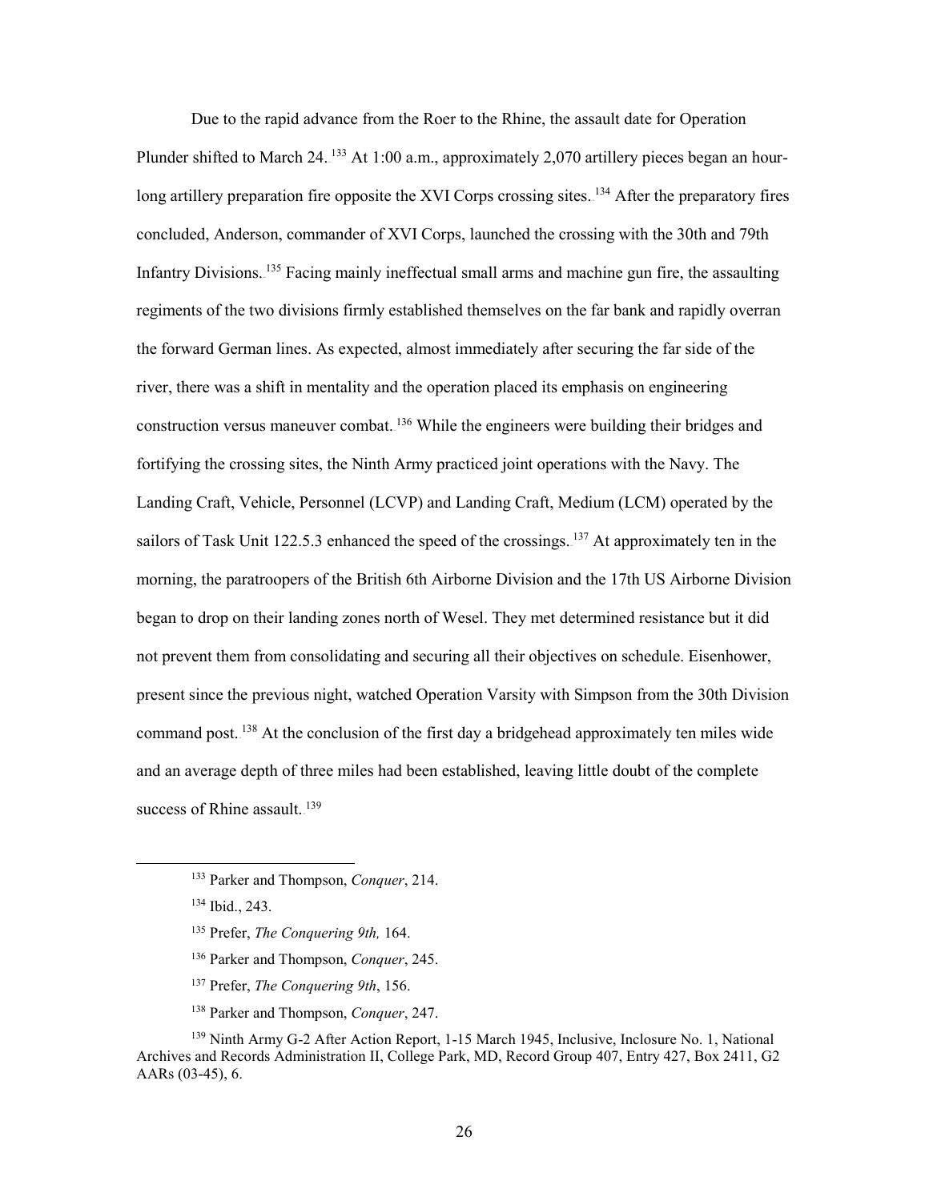Due to the rapid advance from the Roer to the Rhine, the assault date for Operation Plunder shifted to March 24.[133] At 1:00 a.m., approximately 2,070 artillery pieces began an hour-long artillery preparation fire opposite the XVI Corps crossing sites.[134] After the preparatory fires concluded, Anderson, commander of XVI Corps, launched the crossing with the 30th and 79th Infantry Divisions.[135] Facing mainly ineffectual small arms and machine gun fire, the assaulting regiments of the two divisions firmly established themselves on the far bank and rapidly overran the forward German lines. As expected, almost immediately after securing the far side of the river, there was a shift in mentality and the operation placed its emphasis on engineering construction versus maneuver combat.[136] While the engineers were building their bridges and fortifying the crossing sites, the Ninth Army practiced joint operations with the Navy. The Landing Craft, Vehicle, Personnel (LCVP) and Landing Craft, Medium (LCM) operated by the sailors of Task Unit 122.5.3 enhanced the speed of the crossings.[137] At approximately ten in the morning, the paratroopers of the British 6th Airborne Division and the 17th US Airborne Division began to drop on their landing zones north of Wesel. They met determined resistance but it did not prevent them from consolidating and securing all their objectives on schedule. Eisenhower, present since the previous night, watched Operation Varsity with Simpson from the 30th Division command post.[138] At the conclusion of the first day a bridgehead approximately ten miles wide and an average depth of three miles had been established, leaving little doubt of the complete success of Rhine assault.[139]

---

[133] Parker and Thompson, *Conquer*, 214.

[134] Ibid., 243.

[135] Prefer, *The Conquering 9th,* 164.

[136] Parker and Thompson, *Conquer*, 245.

[137] Prefer, *The Conquering 9th*, 156.

[138] Parker and Thompson, *Conquer*, 247.

[139] Ninth Army G-2 After Action Report, 1-15 March 1945, Inclusive, Inclosure No. 1, National Archives and Records Administration II, College Park, MD, Record Group 407, Entry 427, Box 2411, G2 AARs (03-45), 6.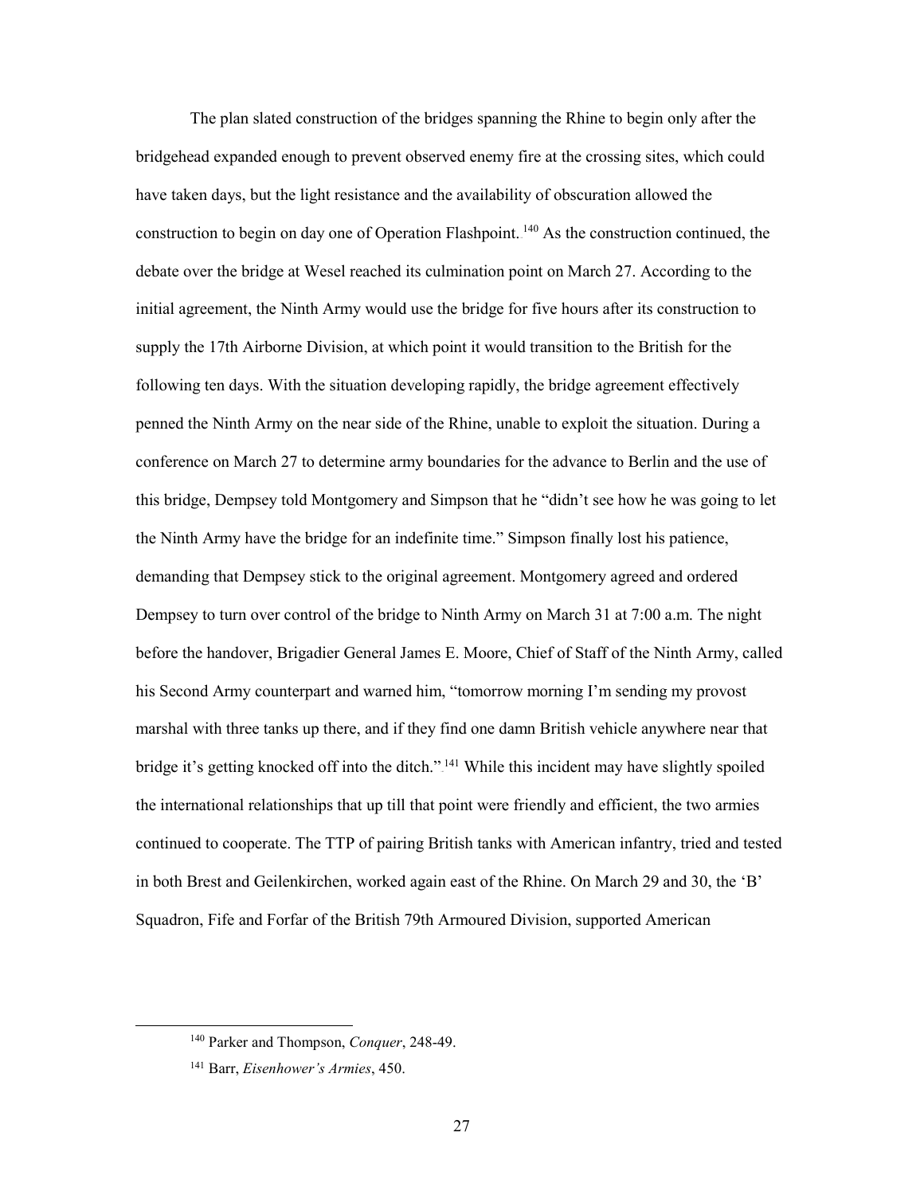The plan slated construction of the bridges spanning the Rhine to begin only after the bridgehead expanded enough to prevent observed enemy fire at the crossing sites, which could have taken days, but the light resistance and the availability of obscuration allowed the construction to begin on day one of Operation Flashpoint.[140] As the construction continued, the debate over the bridge at Wesel reached its culmination point on March 27. According to the initial agreement, the Ninth Army would use the bridge for five hours after its construction to supply the 17th Airborne Division, at which point it would transition to the British for the following ten days. With the situation developing rapidly, the bridge agreement effectively penned the Ninth Army on the near side of the Rhine, unable to exploit the situation. During a conference on March 27 to determine army boundaries for the advance to Berlin and the use of this bridge, Dempsey told Montgomery and Simpson that he "didn't see how he was going to let the Ninth Army have the bridge for an indefinite time." Simpson finally lost his patience, demanding that Dempsey stick to the original agreement. Montgomery agreed and ordered Dempsey to turn over control of the bridge to Ninth Army on March 31 at 7:00 a.m. The night before the handover, Brigadier General James E. Moore, Chief of Staff of the Ninth Army, called his Second Army counterpart and warned him, "tomorrow morning I'm sending my provost marshal with three tanks up there, and if they find one damn British vehicle anywhere near that bridge it's getting knocked off into the ditch."[141] While this incident may have slightly spoiled the international relationships that up till that point were friendly and efficient, the two armies continued to cooperate. The TTP of pairing British tanks with American infantry, tried and tested in both Brest and Geilenkirchen, worked again east of the Rhine. On March 29 and 30, the 'B' Squadron, Fife and Forfar of the British 79th Armoured Division, supported American

[140] Parker and Thompson, *Conquer*, 248-49.

[141] Barr, *Eisenhower's Armies*, 450.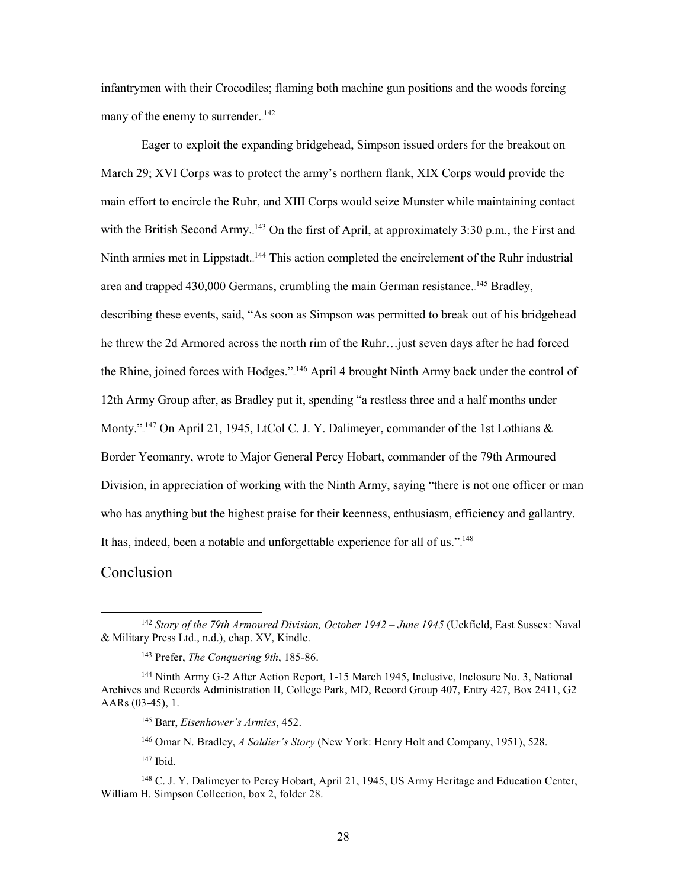infantrymen with their Crocodiles; flaming both machine gun positions and the woods forcing many of the enemy to surrender.[142]

Eager to exploit the expanding bridgehead, Simpson issued orders for the breakout on March 29; XVI Corps was to protect the army's northern flank, XIX Corps would provide the main effort to encircle the Ruhr, and XIII Corps would seize Munster while maintaining contact with the British Second Army.[143] On the first of April, at approximately 3:30 p.m., the First and Ninth armies met in Lippstadt.[144] This action completed the encirclement of the Ruhr industrial area and trapped 430,000 Germans, crumbling the main German resistance.[145] Bradley, describing these events, said, "As soon as Simpson was permitted to break out of his bridgehead he threw the 2d Armored across the north rim of the Ruhr…just seven days after he had forced the Rhine, joined forces with Hodges."[146] April 4 brought Ninth Army back under the control of 12th Army Group after, as Bradley put it, spending "a restless three and a half months under Monty."[147] On April 21, 1945, LtCol C. J. Y. Dalimeyer, commander of the 1st Lothians & Border Yeomanry, wrote to Major General Percy Hobart, commander of the 79th Armoured Division, in appreciation of working with the Ninth Army, saying "there is not one officer or man who has anything but the highest praise for their keenness, enthusiasm, efficiency and gallantry. It has, indeed, been a notable and unforgettable experience for all of us."[148]

## Conclusion

---

[142] *Story of the 79th Armoured Division, October 1942 – June 1945* (Uckfield, East Sussex: Naval & Military Press Ltd., n.d.), chap. XV, Kindle.

[143] Prefer, *The Conquering 9th*, 185-86.

[144] Ninth Army G-2 After Action Report, 1-15 March 1945, Inclusive, Inclosure No. 3, National Archives and Records Administration II, College Park, MD, Record Group 407, Entry 427, Box 2411, G2 AARs (03-45), 1.

[145] Barr, *Eisenhower's Armies*, 452.

[146] Omar N. Bradley, *A Soldier's Story* (New York: Henry Holt and Company, 1951), 528.

[147] Ibid.

[148] C. J. Y. Dalimeyer to Percy Hobart, April 21, 1945, US Army Heritage and Education Center, William H. Simpson Collection, box 2, folder 28.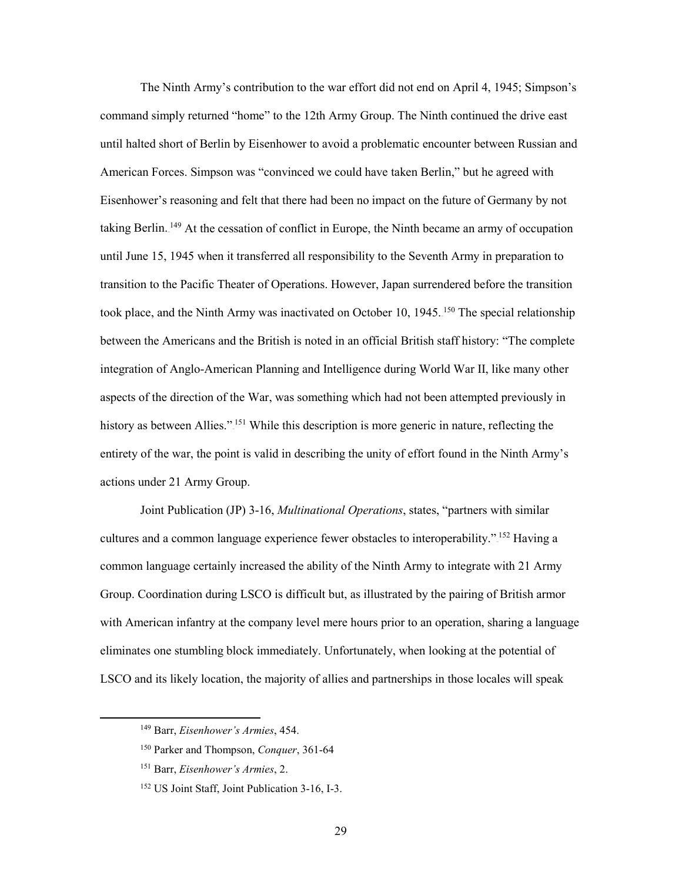The Ninth Army's contribution to the war effort did not end on April 4, 1945; Simpson's command simply returned "home" to the 12th Army Group. The Ninth continued the drive east until halted short of Berlin by Eisenhower to avoid a problematic encounter between Russian and American Forces. Simpson was "convinced we could have taken Berlin," but he agreed with Eisenhower's reasoning and felt that there had been no impact on the future of Germany by not taking Berlin.[149] At the cessation of conflict in Europe, the Ninth became an army of occupation until June 15, 1945 when it transferred all responsibility to the Seventh Army in preparation to transition to the Pacific Theater of Operations. However, Japan surrendered before the transition took place, and the Ninth Army was inactivated on October 10, 1945.[150] The special relationship between the Americans and the British is noted in an official British staff history: "The complete integration of Anglo-American Planning and Intelligence during World War II, like many other aspects of the direction of the War, was something which had not been attempted previously in history as between Allies."[151] While this description is more generic in nature, reflecting the entirety of the war, the point is valid in describing the unity of effort found in the Ninth Army's actions under 21 Army Group.

Joint Publication (JP) 3-16, *Multinational Operations*, states, "partners with similar cultures and a common language experience fewer obstacles to interoperability."[152] Having a common language certainly increased the ability of the Ninth Army to integrate with 21 Army Group. Coordination during LSCO is difficult but, as illustrated by the pairing of British armor with American infantry at the company level mere hours prior to an operation, sharing a language eliminates one stumbling block immediately. Unfortunately, when looking at the potential of LSCO and its likely location, the majority of allies and partnerships in those locales will speak

---

[149] Barr, *Eisenhower's Armies*, 454.

[150] Parker and Thompson, *Conquer*, 361-64

[151] Barr, *Eisenhower's Armies*, 2.

[152] US Joint Staff, Joint Publication 3-16, I-3.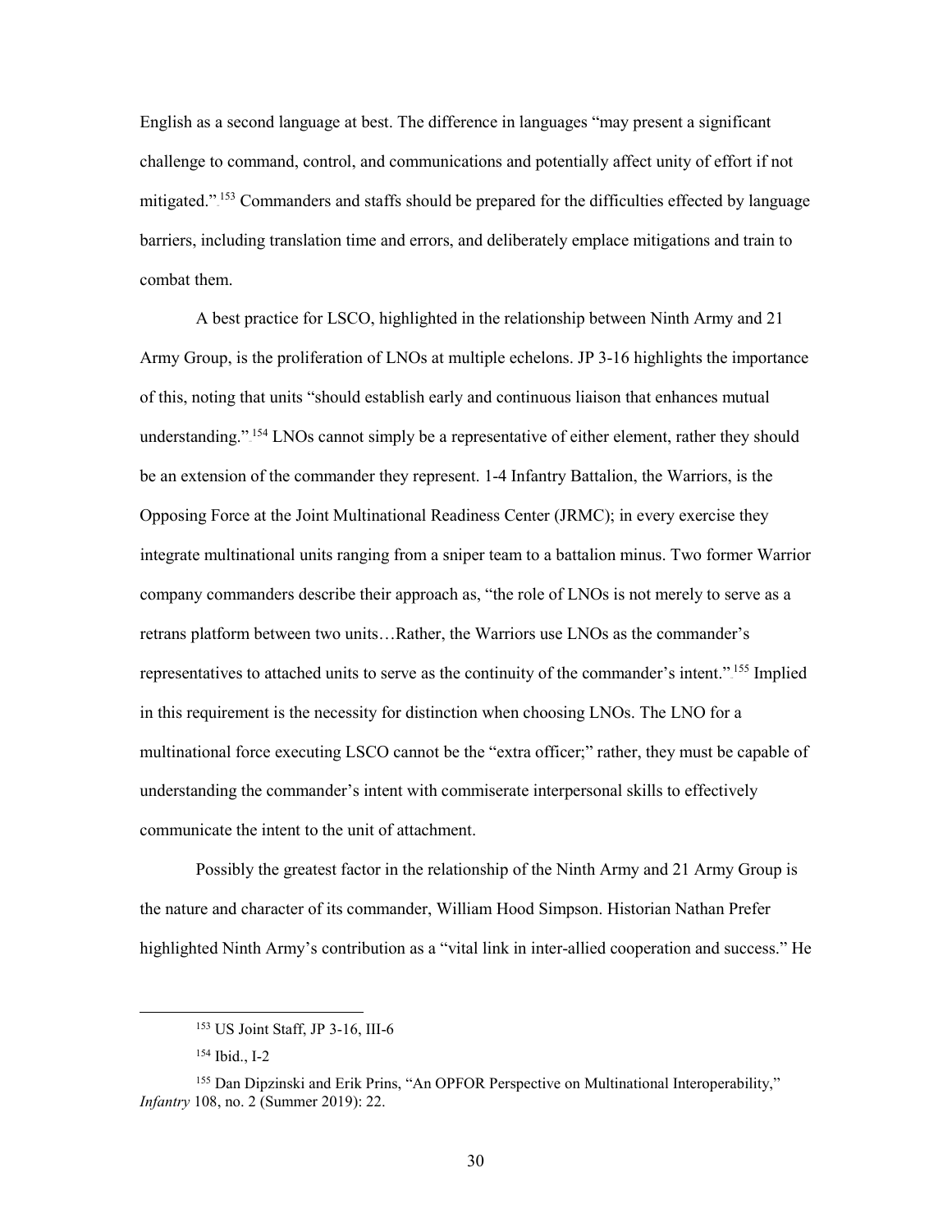English as a second language at best. The difference in languages "may present a significant challenge to command, control, and communications and potentially affect unity of effort if not mitigated."[153] Commanders and staffs should be prepared for the difficulties effected by language barriers, including translation time and errors, and deliberately emplace mitigations and train to combat them.

A best practice for LSCO, highlighted in the relationship between Ninth Army and 21 Army Group, is the proliferation of LNOs at multiple echelons. JP 3-16 highlights the importance of this, noting that units "should establish early and continuous liaison that enhances mutual understanding."[154] LNOs cannot simply be a representative of either element, rather they should be an extension of the commander they represent. 1-4 Infantry Battalion, the Warriors, is the Opposing Force at the Joint Multinational Readiness Center (JRMC); in every exercise they integrate multinational units ranging from a sniper team to a battalion minus. Two former Warrior company commanders describe their approach as, "the role of LNOs is not merely to serve as a retrans platform between two units…Rather, the Warriors use LNOs as the commander's representatives to attached units to serve as the continuity of the commander's intent."[155] Implied in this requirement is the necessity for distinction when choosing LNOs. The LNO for a multinational force executing LSCO cannot be the "extra officer;" rather, they must be capable of understanding the commander's intent with commiserate interpersonal skills to effectively communicate the intent to the unit of attachment.

Possibly the greatest factor in the relationship of the Ninth Army and 21 Army Group is the nature and character of its commander, William Hood Simpson. Historian Nathan Prefer highlighted Ninth Army's contribution as a "vital link in inter-allied cooperation and success." He

---

[153] US Joint Staff, JP 3-16, III-6

[154] Ibid., I-2

[155] Dan Dipzinski and Erik Prins, "An OPFOR Perspective on Multinational Interoperability," *Infantry* 108, no. 2 (Summer 2019): 22.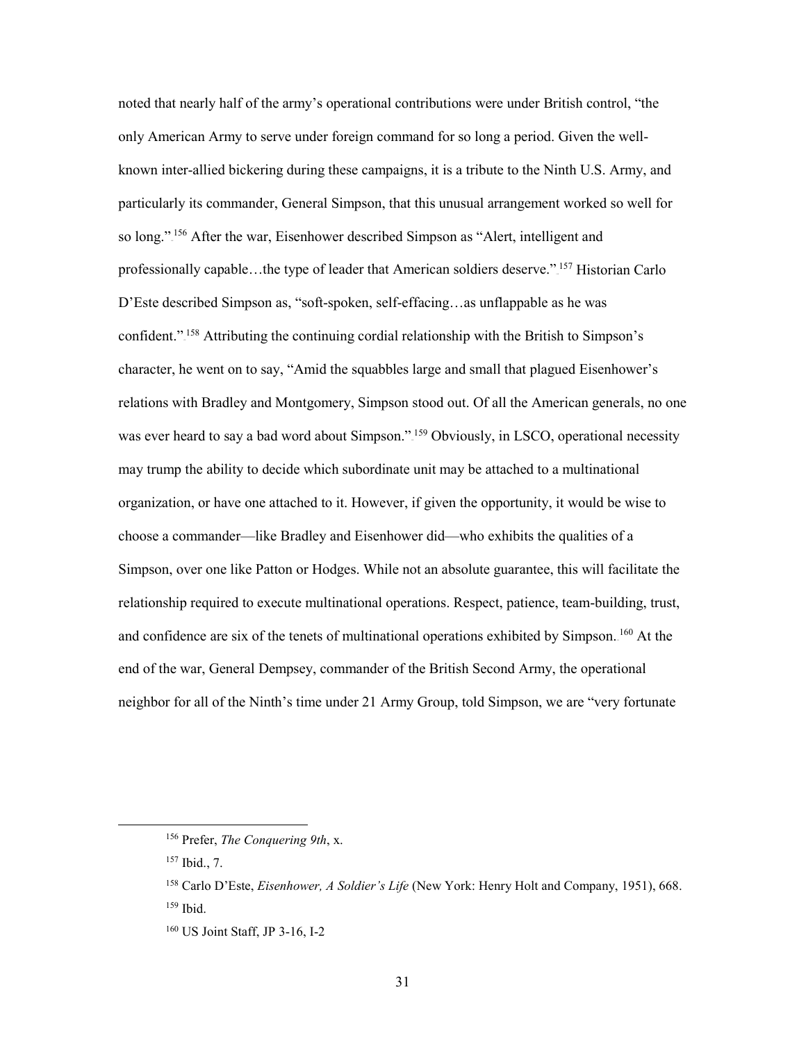noted that nearly half of the army's operational contributions were under British control, "the only American Army to serve under foreign command for so long a period. Given the well-known inter-allied bickering during these campaigns, it is a tribute to the Ninth U.S. Army, and particularly its commander, General Simpson, that this unusual arrangement worked so well for so long."[156] After the war, Eisenhower described Simpson as "Alert, intelligent and professionally capable…the type of leader that American soldiers deserve."[157] Historian Carlo D'Este described Simpson as, "soft-spoken, self-effacing…as unflappable as he was confident."[158] Attributing the continuing cordial relationship with the British to Simpson's character, he went on to say, "Amid the squabbles large and small that plagued Eisenhower's relations with Bradley and Montgomery, Simpson stood out. Of all the American generals, no one was ever heard to say a bad word about Simpson."[159] Obviously, in LSCO, operational necessity may trump the ability to decide which subordinate unit may be attached to a multinational organization, or have one attached to it. However, if given the opportunity, it would be wise to choose a commander—like Bradley and Eisenhower did—who exhibits the qualities of a Simpson, over one like Patton or Hodges. While not an absolute guarantee, this will facilitate the relationship required to execute multinational operations. Respect, patience, team-building, trust, and confidence are six of the tenets of multinational operations exhibited by Simpson.[160] At the end of the war, General Dempsey, commander of the British Second Army, the operational neighbor for all of the Ninth's time under 21 Army Group, told Simpson, we are "very fortunate

---

[156] Prefer, *The Conquering 9th*, x.

[157] Ibid., 7.

[158] Carlo D'Este, *Eisenhower, A Soldier's Life* (New York: Henry Holt and Company, 1951), 668.

[159] Ibid.

[160] US Joint Staff, JP 3-16, I-2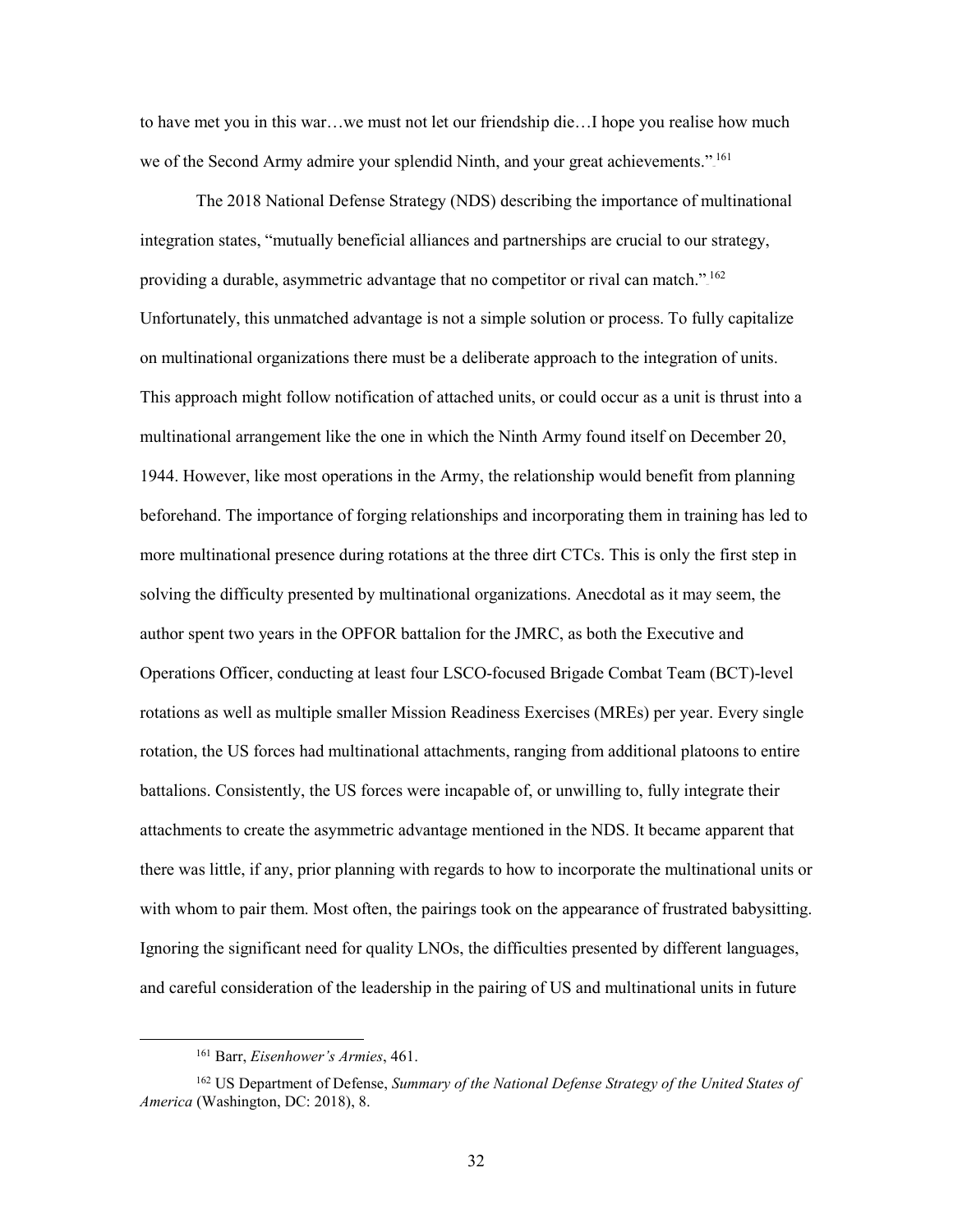to have met you in this war…we must not let our friendship die…I hope you realise how much we of the Second Army admire your splendid Ninth, and your great achievements."[161]

The 2018 National Defense Strategy (NDS) describing the importance of multinational integration states, "mutually beneficial alliances and partnerships are crucial to our strategy, providing a durable, asymmetric advantage that no competitor or rival can match."[162] Unfortunately, this unmatched advantage is not a simple solution or process. To fully capitalize on multinational organizations there must be a deliberate approach to the integration of units. This approach might follow notification of attached units, or could occur as a unit is thrust into a multinational arrangement like the one in which the Ninth Army found itself on December 20, 1944. However, like most operations in the Army, the relationship would benefit from planning beforehand. The importance of forging relationships and incorporating them in training has led to more multinational presence during rotations at the three dirt CTCs. This is only the first step in solving the difficulty presented by multinational organizations. Anecdotal as it may seem, the author spent two years in the OPFOR battalion for the JMRC, as both the Executive and Operations Officer, conducting at least four LSCO-focused Brigade Combat Team (BCT)-level rotations as well as multiple smaller Mission Readiness Exercises (MREs) per year. Every single rotation, the US forces had multinational attachments, ranging from additional platoons to entire battalions. Consistently, the US forces were incapable of, or unwilling to, fully integrate their attachments to create the asymmetric advantage mentioned in the NDS. It became apparent that there was little, if any, prior planning with regards to how to incorporate the multinational units or with whom to pair them. Most often, the pairings took on the appearance of frustrated babysitting. Ignoring the significant need for quality LNOs, the difficulties presented by different languages, and careful consideration of the leadership in the pairing of US and multinational units in future

---

[161] Barr, *Eisenhower's Armies*, 461.

[162] US Department of Defense, *Summary of the National Defense Strategy of the United States of America* (Washington, DC: 2018), 8.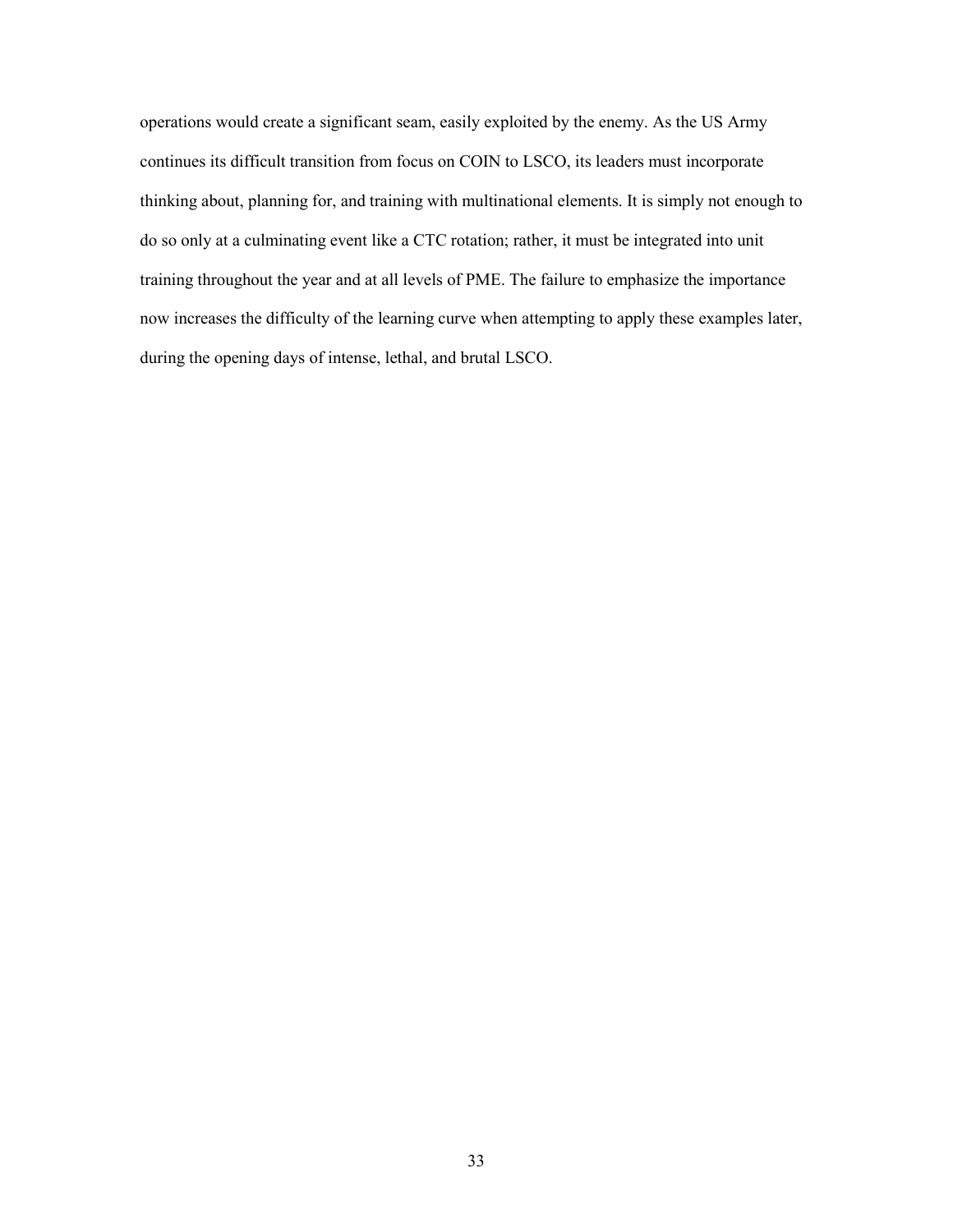operations would create a significant seam, easily exploited by the enemy. As the US Army continues its difficult transition from focus on COIN to LSCO, its leaders must incorporate thinking about, planning for, and training with multinational elements. It is simply not enough to do so only at a culminating event like a CTC rotation; rather, it must be integrated into unit training throughout the year and at all levels of PME. The failure to emphasize the importance now increases the difficulty of the learning curve when attempting to apply these examples later, during the opening days of intense, lethal, and brutal LSCO.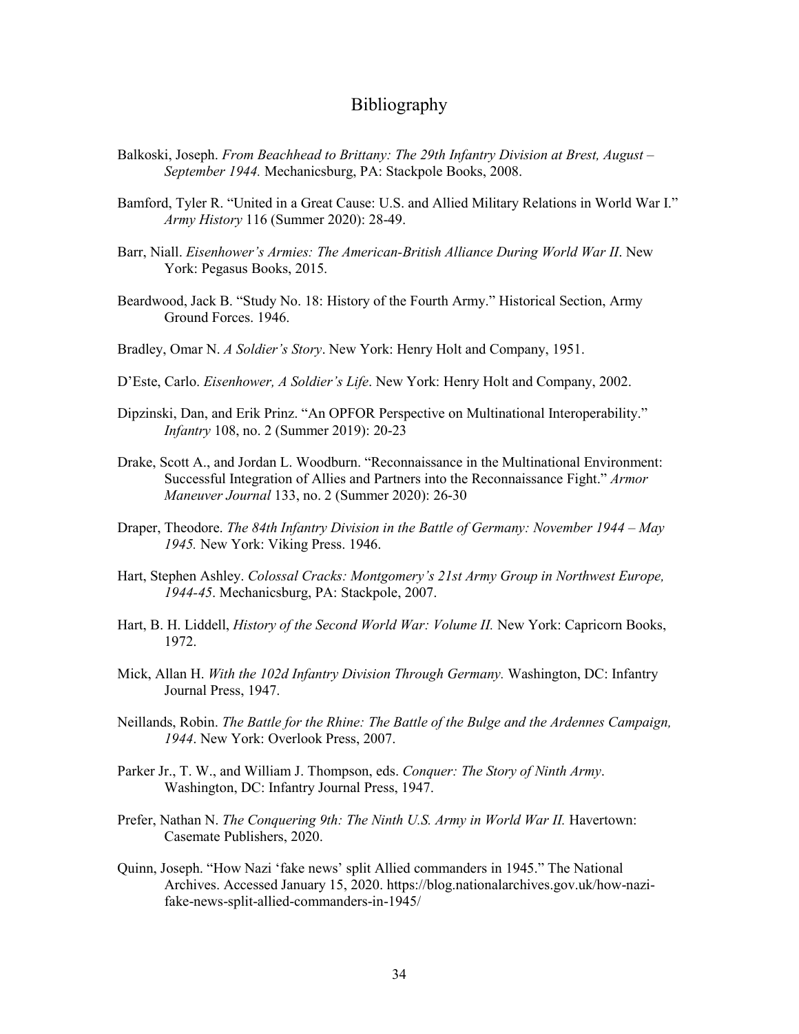# Bibliography

Balkoski, Joseph. *From Beachhead to Brittany: The 29th Infantry Division at Brest, August – September 1944.* Mechanicsburg, PA: Stackpole Books, 2008.

Bamford, Tyler R. "United in a Great Cause: U.S. and Allied Military Relations in World War I." *Army History* 116 (Summer 2020): 28-49.

Barr, Niall. *Eisenhower's Armies: The American-British Alliance During World War II*. New York: Pegasus Books, 2015.

Beardwood, Jack B. "Study No. 18: History of the Fourth Army." Historical Section, Army Ground Forces. 1946.

Bradley, Omar N. *A Soldier's Story*. New York: Henry Holt and Company, 1951.

D'Este, Carlo. *Eisenhower, A Soldier's Life*. New York: Henry Holt and Company, 2002.

Dipzinski, Dan, and Erik Prinz. "An OPFOR Perspective on Multinational Interoperability." *Infantry* 108, no. 2 (Summer 2019): 20-23

Drake, Scott A., and Jordan L. Woodburn. "Reconnaissance in the Multinational Environment: Successful Integration of Allies and Partners into the Reconnaissance Fight." *Armor Maneuver Journal* 133, no. 2 (Summer 2020): 26-30

Draper, Theodore. *The 84th Infantry Division in the Battle of Germany: November 1944 – May 1945.* New York: Viking Press. 1946.

Hart, Stephen Ashley. *Colossal Cracks: Montgomery's 21st Army Group in Northwest Europe, 1944-45*. Mechanicsburg, PA: Stackpole, 2007.

Hart, B. H. Liddell, *History of the Second World War: Volume II.* New York: Capricorn Books, 1972.

Mick, Allan H. *With the 102d Infantry Division Through Germany.* Washington, DC: Infantry Journal Press, 1947.

Neillands, Robin. *The Battle for the Rhine: The Battle of the Bulge and the Ardennes Campaign, 1944*. New York: Overlook Press, 2007.

Parker Jr., T. W., and William J. Thompson, eds. *Conquer: The Story of Ninth Army*. Washington, DC: Infantry Journal Press, 1947.

Prefer, Nathan N. *The Conquering 9th: The Ninth U.S. Army in World War II.* Havertown: Casemate Publishers, 2020.

Quinn, Joseph. "How Nazi 'fake news' split Allied commanders in 1945." The National Archives. Accessed January 15, 2020. https://blog.nationalarchives.gov.uk/how-nazi-fake-news-split-allied-commanders-in-1945/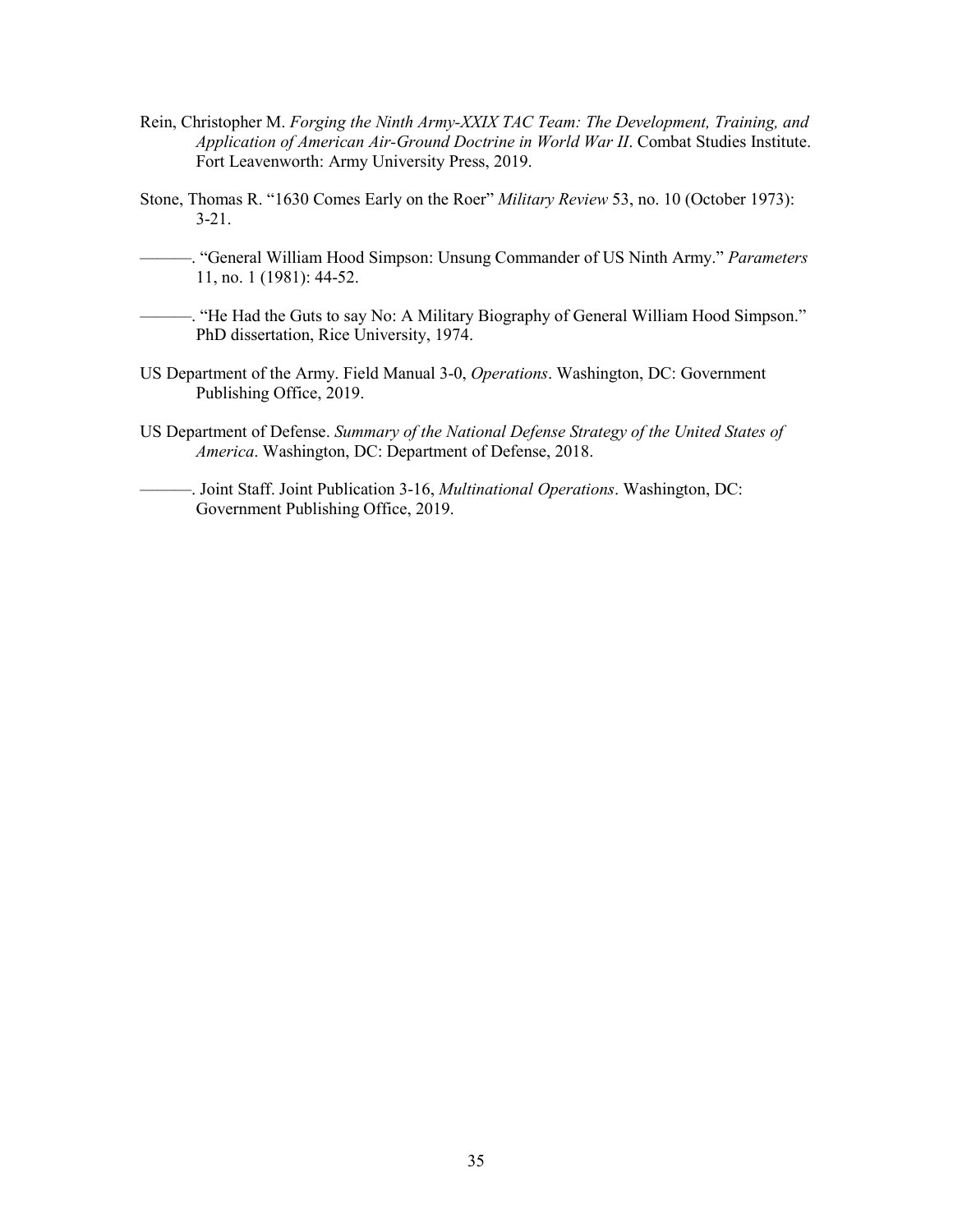Rein, Christopher M. *Forging the Ninth Army-XXIX TAC Team: The Development, Training, and Application of American Air-Ground Doctrine in World War II*. Combat Studies Institute. Fort Leavenworth: Army University Press, 2019.

Stone, Thomas R. "1630 Comes Early on the Roer" *Military Review* 53, no. 10 (October 1973): 3-21.

———. "General William Hood Simpson: Unsung Commander of US Ninth Army." *Parameters* 11, no. 1 (1981): 44-52.

———. "He Had the Guts to say No: A Military Biography of General William Hood Simpson." PhD dissertation, Rice University, 1974.

US Department of the Army. Field Manual 3-0, *Operations*. Washington, DC: Government Publishing Office, 2019.

US Department of Defense. *Summary of the National Defense Strategy of the United States of America*. Washington, DC: Department of Defense, 2018.

———. Joint Staff. Joint Publication 3-16, *Multinational Operations*. Washington, DC: Government Publishing Office, 2019.